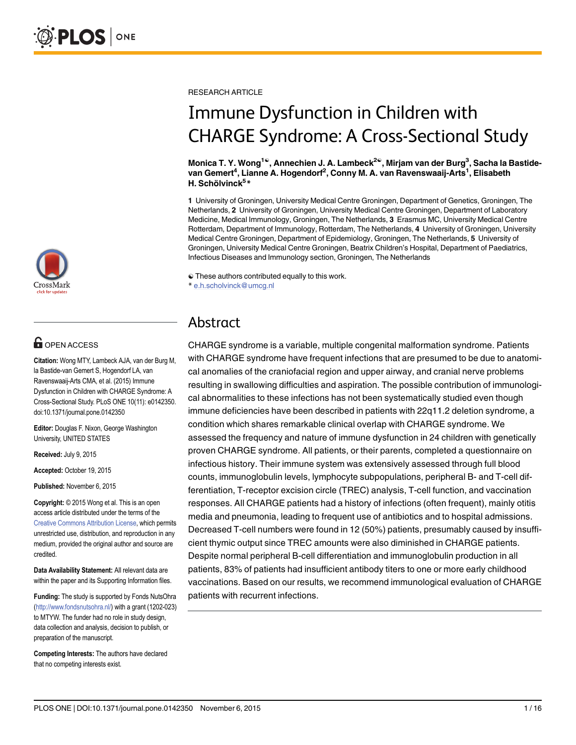RESEARCH ARTICLE

# Immune Dysfunction in Children with CHARGE Syndrome: A Cross-Sectional Study

**Monica T. Y. Wong[1☯], Annechien J. A. Lambeck[2☯], Mirjam van der Burg[3], Sacha la Bastide-van Gemert[4], Lianne A. Hogendorf[2], Conny M. A. van Ravenswaaij-Arts[1], Elisabeth H. Schölvinck[5]***

**1** University of Groningen, University Medical Centre Groningen, Department of Genetics, Groningen, The Netherlands, **2** University of Groningen, University Medical Centre Groningen, Department of Laboratory Medicine, Medical Immunology, Groningen, The Netherlands, **3** Erasmus MC, University Medical Centre Rotterdam, Department of Immunology, Rotterdam, The Netherlands, **4** University of Groningen, University Medical Centre Groningen, Department of Epidemiology, Groningen, The Netherlands, **5** University of Groningen, University Medical Centre Groningen, Beatrix Children's Hospital, Department of Paediatrics, Infectious Diseases and Immunology section, Groningen, The Netherlands

☯ These authors contributed equally to this work.
* e.h.scholvinck@umcg.nl

**OPEN ACCESS**

**Citation:** Wong MTY, Lambeck AJA, van der Burg M, la Bastide-van Gemert S, Hogendorf LA, van Ravenswaaij-Arts CMA, et al. (2015) Immune Dysfunction in Children with CHARGE Syndrome: A Cross-Sectional Study. PLoS ONE 10(11): e0142350. doi:10.1371/journal.pone.0142350

**Editor:** Douglas F. Nixon, George Washington University, UNITED STATES

**Received:** July 9, 2015

**Accepted:** October 19, 2015

**Published:** November 6, 2015

**Copyright:** © 2015 Wong et al. This is an open access article distributed under the terms of the Creative Commons Attribution License, which permits unrestricted use, distribution, and reproduction in any medium, provided the original author and source are credited.

**Data Availability Statement:** All relevant data are within the paper and its Supporting Information files.

**Funding:** The study is supported by Fonds NutsOhra (http://www.fondsnutsohra.nl/) with a grant (1202-023) to MTYW. The funder had no role in study design, data collection and analysis, decision to publish, or preparation of the manuscript.

**Competing Interests:** The authors have declared that no competing interests exist.

## Abstract

CHARGE syndrome is a variable, multiple congenital malformation syndrome. Patients with CHARGE syndrome have frequent infections that are presumed to be due to anatomical anomalies of the craniofacial region and upper airway, and cranial nerve problems resulting in swallowing difficulties and aspiration. The possible contribution of immunological abnormalities to these infections has not been systematically studied even though immune deficiencies have been described in patients with 22q11.2 deletion syndrome, a condition which shares remarkable clinical overlap with CHARGE syndrome. We assessed the frequency and nature of immune dysfunction in 24 children with genetically proven CHARGE syndrome. All patients, or their parents, completed a questionnaire on infectious history. Their immune system was extensively assessed through full blood counts, immunoglobulin levels, lymphocyte subpopulations, peripheral B- and T-cell differentiation, T-receptor excision circle (TREC) analysis, T-cell function, and vaccination responses. All CHARGE patients had a history of infections (often frequent), mainly otitis media and pneumonia, leading to frequent use of antibiotics and to hospital admissions. Decreased T-cell numbers were found in 12 (50%) patients, presumably caused by insufficient thymic output since TREC amounts were also diminished in CHARGE patients. Despite normal peripheral B-cell differentiation and immunoglobulin production in all patients, 83% of patients had insufficient antibody titers to one or more early childhood vaccinations. Based on our results, we recommend immunological evaluation of CHARGE patients with recurrent infections.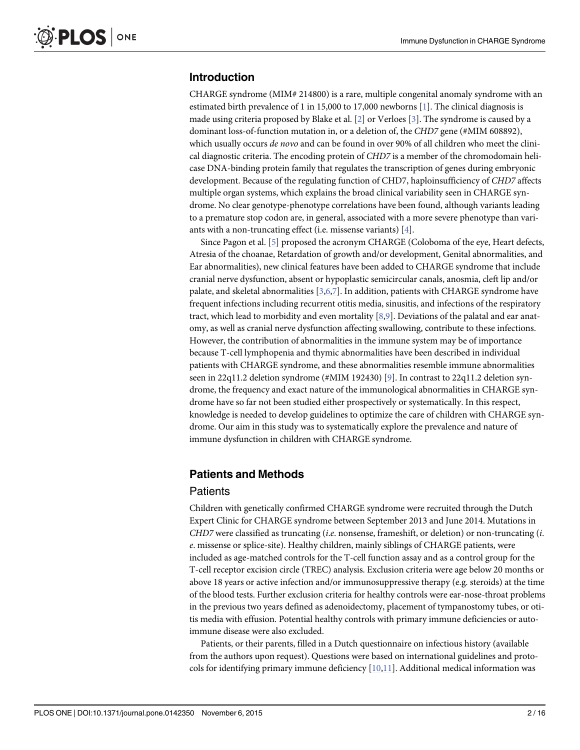## Introduction

CHARGE syndrome (MIM# 214800) is a rare, multiple congenital anomaly syndrome with an estimated birth prevalence of 1 in 15,000 to 17,000 newborns [1]. The clinical diagnosis is made using criteria proposed by Blake et al. [2] or Verloes [3]. The syndrome is caused by a dominant loss-of-function mutation in, or a deletion of, the *CHD7* gene (#MIM 608892), which usually occurs *de novo* and can be found in over 90% of all children who meet the clinical diagnostic criteria. The encoding protein of *CHD7* is a member of the chromodomain helicase DNA-binding protein family that regulates the transcription of genes during embryonic development. Because of the regulating function of CHD7, haploinsufficiency of *CHD7* affects multiple organ systems, which explains the broad clinical variability seen in CHARGE syndrome. No clear genotype-phenotype correlations have been found, although variants leading to a premature stop codon are, in general, associated with a more severe phenotype than variants with a non-truncating effect (i.e. missense variants) [4].

Since Pagon et al. [5] proposed the acronym CHARGE (Coloboma of the eye, Heart defects, Atresia of the choanae, Retardation of growth and/or development, Genital abnormalities, and Ear abnormalities), new clinical features have been added to CHARGE syndrome that include cranial nerve dysfunction, absent or hypoplastic semicircular canals, anosmia, cleft lip and/or palate, and skeletal abnormalities [3,6,7]. In addition, patients with CHARGE syndrome have frequent infections including recurrent otitis media, sinusitis, and infections of the respiratory tract, which lead to morbidity and even mortality [8,9]. Deviations of the palatal and ear anatomy, as well as cranial nerve dysfunction affecting swallowing, contribute to these infections. However, the contribution of abnormalities in the immune system may be of importance because T-cell lymphopenia and thymic abnormalities have been described in individual patients with CHARGE syndrome, and these abnormalities resemble immune abnormalities seen in 22q11.2 deletion syndrome (#MIM 192430) [9]. In contrast to 22q11.2 deletion syndrome, the frequency and exact nature of the immunological abnormalities in CHARGE syndrome have so far not been studied either prospectively or systematically. In this respect, knowledge is needed to develop guidelines to optimize the care of children with CHARGE syndrome. Our aim in this study was to systematically explore the prevalence and nature of immune dysfunction in children with CHARGE syndrome.

## Patients and Methods

### Patients

Children with genetically confirmed CHARGE syndrome were recruited through the Dutch Expert Clinic for CHARGE syndrome between September 2013 and June 2014. Mutations in *CHD7* were classified as truncating (*i.e.* nonsense, frameshift, or deletion) or non-truncating (*i.e.* missense or splice-site). Healthy children, mainly siblings of CHARGE patients, were included as age-matched controls for the T-cell function assay and as a control group for the T-cell receptor excision circle (TREC) analysis. Exclusion criteria were age below 20 months or above 18 years or active infection and/or immunosuppressive therapy (e.g. steroids) at the time of the blood tests. Further exclusion criteria for healthy controls were ear-nose-throat problems in the previous two years defined as adenoidectomy, placement of tympanostomy tubes, or otitis media with effusion. Potential healthy controls with primary immune deficiencies or autoimmune disease were also excluded.

Patients, or their parents, filled in a Dutch questionnaire on infectious history (available from the authors upon request). Questions were based on international guidelines and protocols for identifying primary immune deficiency [10,11]. Additional medical information was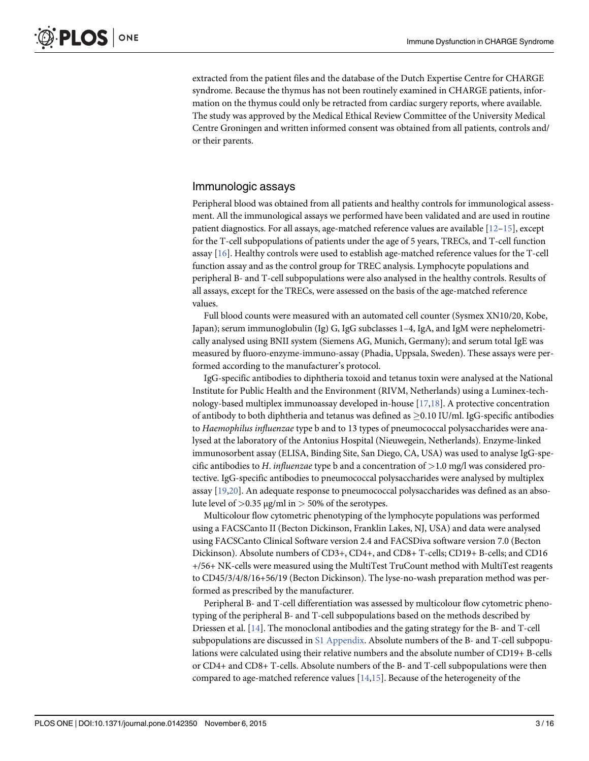extracted from the patient files and the database of the Dutch Expertise Centre for CHARGE syndrome. Because the thymus has not been routinely examined in CHARGE patients, information on the thymus could only be retracted from cardiac surgery reports, where available. The study was approved by the Medical Ethical Review Committee of the University Medical Centre Groningen and written informed consent was obtained from all patients, controls and/or their parents.

## Immunologic assays

Peripheral blood was obtained from all patients and healthy controls for immunological assessment. All the immunological assays we performed have been validated and are used in routine patient diagnostics. For all assays, age-matched reference values are available [12–15], except for the T-cell subpopulations of patients under the age of 5 years, TRECs, and T-cell function assay [16]. Healthy controls were used to establish age-matched reference values for the T-cell function assay and as the control group for TREC analysis. Lymphocyte populations and peripheral B- and T-cell subpopulations were also analysed in the healthy controls. Results of all assays, except for the TRECs, were assessed on the basis of the age-matched reference values.

Full blood counts were measured with an automated cell counter (Sysmex XN10/20, Kobe, Japan); serum immunoglobulin (Ig) G, IgG subclasses 1–4, IgA, and IgM were nephelometrically analysed using BNII system (Siemens AG, Munich, Germany); and serum total IgE was measured by fluoro-enzyme-immuno-assay (Phadia, Uppsala, Sweden). These assays were performed according to the manufacturer's protocol.

IgG-specific antibodies to diphtheria toxoid and tetanus toxin were analysed at the National Institute for Public Health and the Environment (RIVM, Netherlands) using a Luminex-technology-based multiplex immunoassay developed in-house [17,18]. A protective concentration of antibody to both diphtheria and tetanus was defined as $\geq$0.10 IU/ml. IgG-specific antibodies to *Haemophilus influenzae* type b and to 13 types of pneumococcal polysaccharides were analysed at the laboratory of the Antonius Hospital (Nieuwegein, Netherlands). Enzyme-linked immunosorbent assay (ELISA, Binding Site, San Diego, CA, USA) was used to analyse IgG-specific antibodies to *H*. *influenzae* type b and a concentration of $>$1.0 mg/l was considered protective. IgG-specific antibodies to pneumococcal polysaccharides were analysed by multiplex assay [19,20]. An adequate response to pneumococcal polysaccharides was defined as an absolute level of $>$0.35 μg/ml in $>$ 50% of the serotypes.

Multicolour flow cytometric phenotyping of the lymphocyte populations was performed using a FACSCanto II (Becton Dickinson, Franklin Lakes, NJ, USA) and data were analysed using FACSCanto Clinical Software version 2.4 and FACSDiva software version 7.0 (Becton Dickinson). Absolute numbers of CD3+, CD4+, and CD8+ T-cells; CD19+ B-cells; and CD16+/56+ NK-cells were measured using the MultiTest TruCount method with MultiTest reagents to CD45/3/4/8/16+56/19 (Becton Dickinson). The lyse-no-wash preparation method was performed as prescribed by the manufacturer.

Peripheral B- and T-cell differentiation was assessed by multicolour flow cytometric phenotyping of the peripheral B- and T-cell subpopulations based on the methods described by Driessen et al. [14]. The monoclonal antibodies and the gating strategy for the B- and T-cell subpopulations are discussed in S1 Appendix. Absolute numbers of the B- and T-cell subpopulations were calculated using their relative numbers and the absolute number of CD19+ B-cells or CD4+ and CD8+ T-cells. Absolute numbers of the B- and T-cell subpopulations were then compared to age-matched reference values [14,15]. Because of the heterogeneity of the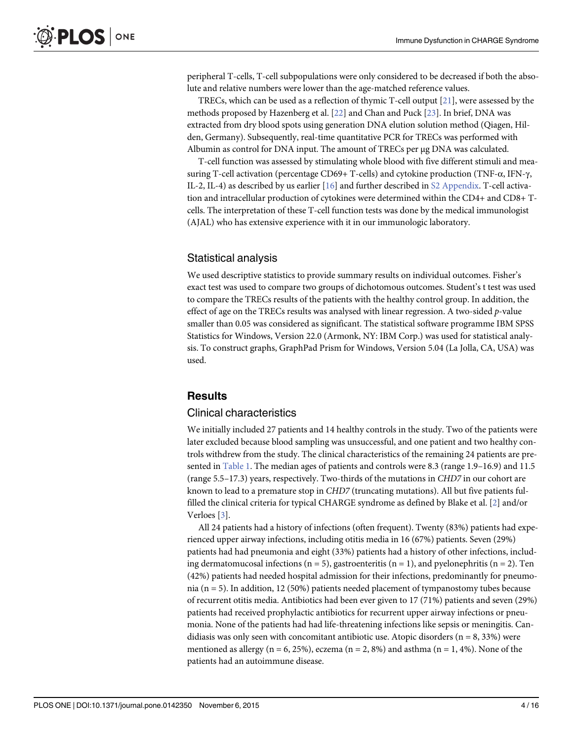peripheral T-cells, T-cell subpopulations were only considered to be decreased if both the absolute and relative numbers were lower than the age-matched reference values.

TRECs, which can be used as a reflection of thymic T-cell output [21], were assessed by the methods proposed by Hazenberg et al. [22] and Chan and Puck [23]. In brief, DNA was extracted from dry blood spots using generation DNA elution solution method (Qiagen, Hilden, Germany). Subsequently, real-time quantitative PCR for TRECs was performed with Albumin as control for DNA input. The amount of TRECs per μg DNA was calculated.

T-cell function was assessed by stimulating whole blood with five different stimuli and measuring T-cell activation (percentage CD69+ T-cells) and cytokine production (TNF-α, IFN-γ, IL-2, IL-4) as described by us earlier [16] and further described in S2 Appendix. T-cell activation and intracellular production of cytokines were determined within the CD4+ and CD8+ T-cells. The interpretation of these T-cell function tests was done by the medical immunologist (AJAL) who has extensive experience with it in our immunologic laboratory.

## Statistical analysis

We used descriptive statistics to provide summary results on individual outcomes. Fisher's exact test was used to compare two groups of dichotomous outcomes. Student's t test was used to compare the TRECs results of the patients with the healthy control group. In addition, the effect of age on the TRECs results was analysed with linear regression. A two-sided *p*-value smaller than 0.05 was considered as significant. The statistical software programme IBM SPSS Statistics for Windows, Version 22.0 (Armonk, NY: IBM Corp.) was used for statistical analysis. To construct graphs, GraphPad Prism for Windows, Version 5.04 (La Jolla, CA, USA) was used.

# Results

## Clinical characteristics

We initially included 27 patients and 14 healthy controls in the study. Two of the patients were later excluded because blood sampling was unsuccessful, and one patient and two healthy controls withdrew from the study. The clinical characteristics of the remaining 24 patients are presented in Table 1. The median ages of patients and controls were 8.3 (range 1.9–16.9) and 11.5 (range 5.5–17.3) years, respectively. Two-thirds of the mutations in *CHD7* in our cohort are known to lead to a premature stop in *CHD7* (truncating mutations). All but five patients fulfilled the clinical criteria for typical CHARGE syndrome as defined by Blake et al. [2] and/or Verloes [3].

All 24 patients had a history of infections (often frequent). Twenty (83%) patients had experienced upper airway infections, including otitis media in 16 (67%) patients. Seven (29%) patients had had pneumonia and eight (33%) patients had a history of other infections, including dermatomucosal infections (n = 5), gastroenteritis (n = 1), and pyelonephritis (n = 2). Ten (42%) patients had needed hospital admission for their infections, predominantly for pneumonia (n = 5). In addition, 12 (50%) patients needed placement of tympanostomy tubes because of recurrent otitis media. Antibiotics had been ever given to 17 (71%) patients and seven (29%) patients had received prophylactic antibiotics for recurrent upper airway infections or pneumonia. None of the patients had had life-threatening infections like sepsis or meningitis. Candidiasis was only seen with concomitant antibiotic use. Atopic disorders (n = 8, 33%) were mentioned as allergy (n = 6, 25%), eczema (n = 2, 8%) and asthma (n = 1, 4%). None of the patients had an autoimmune disease.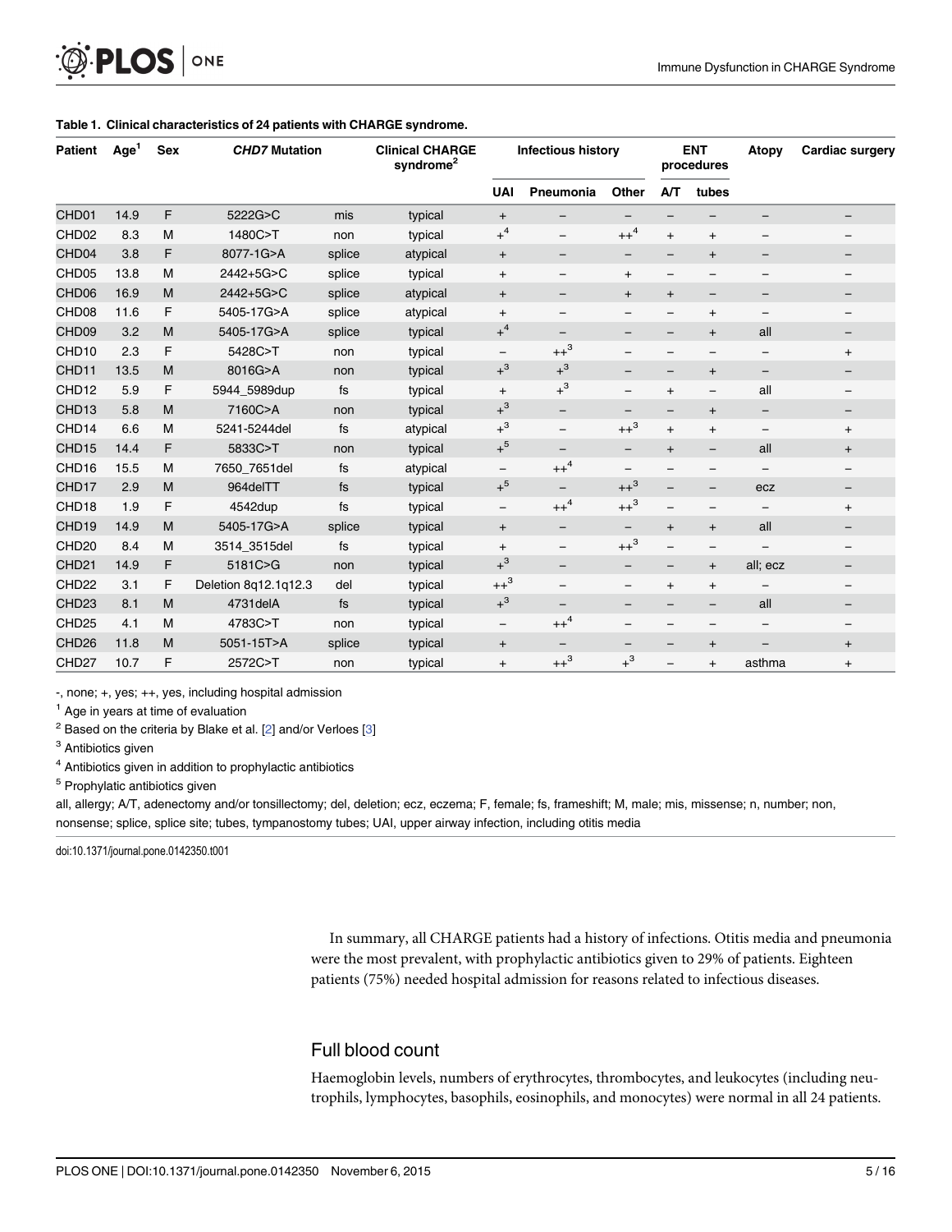**Table 1. Clinical characteristics of 24 patients with CHARGE syndrome.**

| Patient | Age[1] | Sex | *CHD7* Mutation | | Clinical CHARGE syndrome[2] | Infectious history | | | ENT procedures | | Atopy | Cardiac surgery |
|---|---|---|---|---|---|---|---|---|---|---|---|---|
| | | | | | | UAI | Pneumonia | Other | A/T | tubes | | |
| CHD01 | 14.9 | F | 5222G>C | mis | typical | + | – | – | – | – | – | – |
| CHD02 | 8.3 | M | 1480C>T | non | typical | +[4] | – | ++[4] | + | + | – | – |
| CHD04 | 3.8 | F | 8077-1G>A | splice | atypical | + | – | – | – | + | – | – |
| CHD05 | 13.8 | M | 2442+5G>C | splice | typical | + | – | + | – | – | – | – |
| CHD06 | 16.9 | M | 2442+5G>C | splice | atypical | + | – | + | + | – | – | – |
| CHD08 | 11.6 | F | 5405-17G>A | splice | atypical | + | – | – | – | + | – | – |
| CHD09 | 3.2 | M | 5405-17G>A | splice | typical | +[4] | – | – | – | + | all | – |
| CHD10 | 2.3 | F | 5428C>T | non | typical | – | ++[3] | – | – | – | – | + |
| CHD11 | 13.5 | M | 8016G>A | non | typical | +[3] | +[3] | – | – | + | – | – |
| CHD12 | 5.9 | F | 5944_5989dup | fs | typical | + | +[3] | – | + | – | all | – |
| CHD13 | 5.8 | M | 7160C>A | non | typical | +[3] | – | – | – | + | – | – |
| CHD14 | 6.6 | M | 5241-5244del | fs | atypical | +[3] | – | ++[3] | + | + | – | + |
| CHD15 | 14.4 | F | 5833C>T | non | typical | +[5] | – | – | + | – | all | + |
| CHD16 | 15.5 | M | 7650_7651del | fs | atypical | – | ++[4] | – | – | – | – | – |
| CHD17 | 2.9 | M | 964delTT | fs | typical | +[5] | – | ++[3] | – | – | ecz | – |
| CHD18 | 1.9 | F | 4542dup | fs | typical | – | ++[4] | ++[3] | – | – | – | + |
| CHD19 | 14.9 | M | 5405-17G>A | splice | typical | + | – | – | + | + | all | – |
| CHD20 | 8.4 | M | 3514_3515del | fs | typical | + | – | ++[3] | – | – | – | – |
| CHD21 | 14.9 | F | 5181C>G | non | typical | +[3] | – | – | – | + | all; ecz | – |
| CHD22 | 3.1 | F | Deletion 8q12.1q12.3 | del | typical | ++[3] | – | – | + | + | – | – |
| CHD23 | 8.1 | M | 4731delA | fs | typical | +[3] | – | – | – | – | all | – |
| CHD25 | 4.1 | M | 4783C>T | non | typical | – | ++[4] | – | – | – | – | – |
| CHD26 | 11.8 | M | 5051-15T>A | splice | typical | + | – | – | – | + | – | + |
| CHD27 | 10.7 | F | 2572C>T | non | typical | + | ++[3] | +[3] | – | + | asthma | + |

-, none; +, yes; ++, yes, including hospital admission

[1] Age in years at time of evaluation

[2] Based on the criteria by Blake et al. [2] and/or Verloes [3]

[3] Antibiotics given

[4] Antibiotics given in addition to prophylactic antibiotics

[5] Prophylatic antibiotics given

all, allergy; A/T, adenectomy and/or tonsillectomy; del, deletion; ecz, eczema; F, female; fs, frameshift; M, male; mis, missense; n, number; non, nonsense; splice, splice site; tubes, tympanostomy tubes; UAI, upper airway infection, including otitis media

doi:10.1371/journal.pone.0142350.t001

In summary, all CHARGE patients had a history of infections. Otitis media and pneumonia were the most prevalent, with prophylactic antibiotics given to 29% of patients. Eighteen patients (75%) needed hospital admission for reasons related to infectious diseases.

## Full blood count

Haemoglobin levels, numbers of erythrocytes, thrombocytes, and leukocytes (including neutrophils, lymphocytes, basophils, eosinophils, and monocytes) were normal in all 24 patients.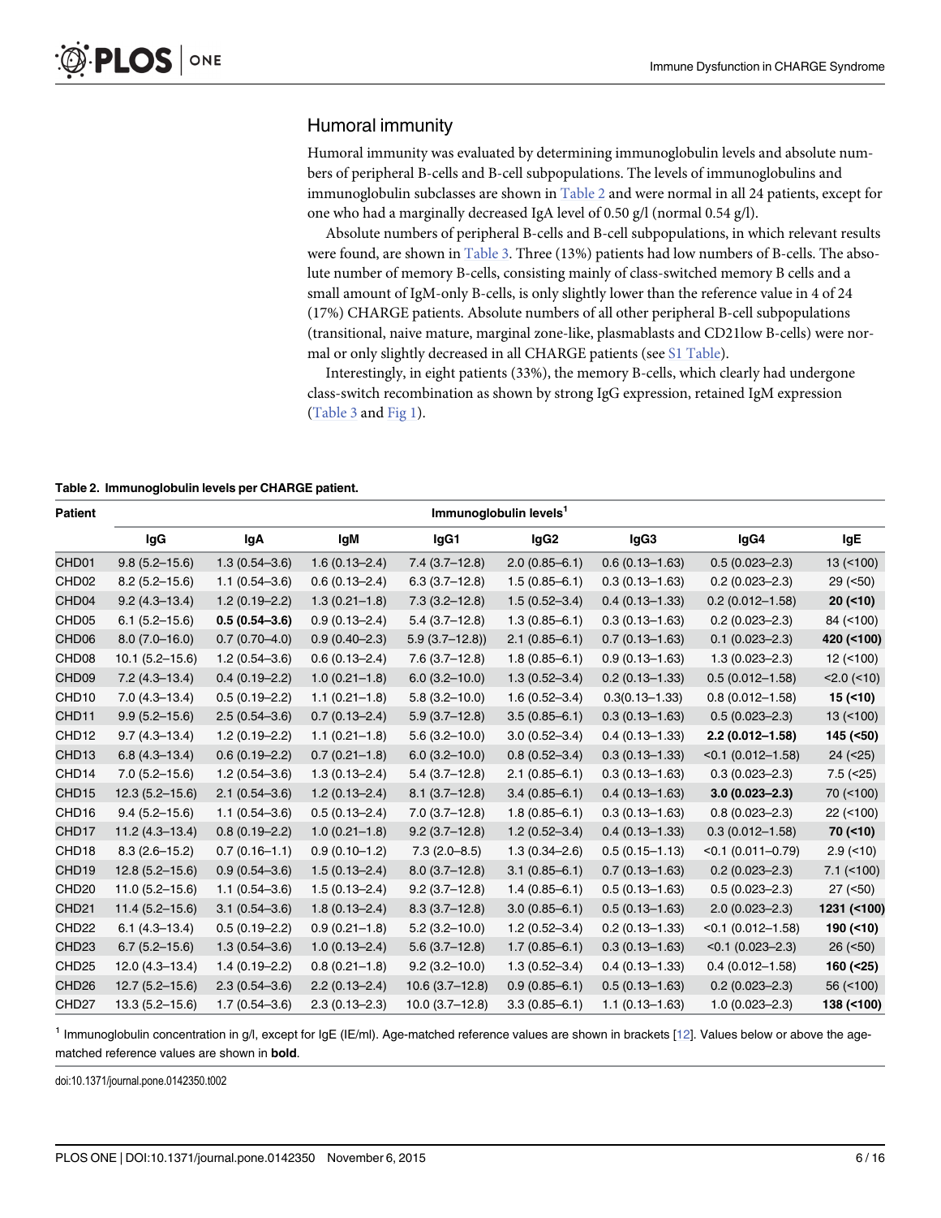## Humoral immunity

Humoral immunity was evaluated by determining immunoglobulin levels and absolute numbers of peripheral B-cells and B-cell subpopulations. The levels of immunoglobulins and immunoglobulin subclasses are shown in Table 2 and were normal in all 24 patients, except for one who had a marginally decreased IgA level of 0.50 g/l (normal 0.54 g/l).

Absolute numbers of peripheral B-cells and B-cell subpopulations, in which relevant results were found, are shown in Table 3. Three (13%) patients had low numbers of B-cells. The absolute number of memory B-cells, consisting mainly of class-switched memory B cells and a small amount of IgM-only B-cells, is only slightly lower than the reference value in 4 of 24 (17%) CHARGE patients. Absolute numbers of all other peripheral B-cell subpopulations (transitional, naive mature, marginal zone-like, plasmablasts and CD21low B-cells) were normal or only slightly decreased in all CHARGE patients (see S1 Table).

Interestingly, in eight patients (33%), the memory B-cells, which clearly had undergone class-switch recombination as shown by strong IgG expression, retained IgM expression (Table 3 and Fig 1).

**Table 2. Immunoglobulin levels per CHARGE patient.**

| Patient | Immunoglobulin levels[1] | | | | | | | |
|---|---|---|---|---|---|---|---|---|
| | IgG | IgA | IgM | IgG1 | IgG2 | IgG3 | IgG4 | IgE |
| CHD01 | 9.8 (5.2–15.6) | 1.3 (0.54–3.6) | 1.6 (0.13–2.4) | 7.4 (3.7–12.8) | 2.0 (0.85–6.1) | 0.6 (0.13–1.63) | 0.5 (0.023–2.3) | 13 (<100) |
| CHD02 | 8.2 (5.2–15.6) | 1.1 (0.54–3.6) | 0.6 (0.13–2.4) | 6.3 (3.7–12.8) | 1.5 (0.85–6.1) | 0.3 (0.13–1.63) | 0.2 (0.023–2.3) | 29 (<50) |
| CHD04 | 9.2 (4.3–13.4) | 1.2 (0.19–2.2) | 1.3 (0.21–1.8) | 7.3 (3.2–12.8) | 1.5 (0.52–3.4) | 0.4 (0.13–1.33) | 0.2 (0.012–1.58) | **20 (<10)** |
| CHD05 | 6.1 (5.2–15.6) | **0.5 (0.54–3.6)** | 0.9 (0.13–2.4) | 5.4 (3.7–12.8) | 1.3 (0.85–6.1) | 0.3 (0.13–1.63) | 0.2 (0.023–2.3) | 84 (<100) |
| CHD06 | 8.0 (7.0–16.0) | 0.7 (0.70–4.0) | 0.9 (0.40–2.3) | 5.9 (3.7–12.8)) | 2.1 (0.85–6.1) | 0.7 (0.13–1.63) | 0.1 (0.023–2.3) | **420 (<100)** |
| CHD08 | 10.1 (5.2–15.6) | 1.2 (0.54–3.6) | 0.6 (0.13–2.4) | 7.6 (3.7–12.8) | 1.8 (0.85–6.1) | 0.9 (0.13–1.63) | 1.3 (0.023–2.3) | 12 (<100) |
| CHD09 | 7.2 (4.3–13.4) | 0.4 (0.19–2.2) | 1.0 (0.21–1.8) | 6.0 (3.2–10.0) | 1.3 (0.52–3.4) | 0.2 (0.13–1.33) | 0.5 (0.012–1.58) | <2.0 (<10) |
| CHD10 | 7.0 (4.3–13.4) | 0.5 (0.19–2.2) | 1.1 (0.21–1.8) | 5.8 (3.2–10.0) | 1.6 (0.52–3.4) | 0.3(0.13–1.33) | 0.8 (0.012–1.58) | **15 (<10)** |
| CHD11 | 9.9 (5.2–15.6) | 2.5 (0.54–3.6) | 0.7 (0.13–2.4) | 5.9 (3.7–12.8) | 3.5 (0.85–6.1) | 0.3 (0.13–1.63) | 0.5 (0.023–2.3) | 13 (<100) |
| CHD12 | 9.7 (4.3–13.4) | 1.2 (0.19–2.2) | 1.1 (0.21–1.8) | 5.6 (3.2–10.0) | 3.0 (0.52–3.4) | 0.4 (0.13–1.33) | **2.2 (0.012–1.58)** | **145 (<50)** |
| CHD13 | 6.8 (4.3–13.4) | 0.6 (0.19–2.2) | 0.7 (0.21–1.8) | 6.0 (3.2–10.0) | 0.8 (0.52–3.4) | 0.3 (0.13–1.33) | <0.1 (0.012–1.58) | 24 (<25) |
| CHD14 | 7.0 (5.2–15.6) | 1.2 (0.54–3.6) | 1.3 (0.13–2.4) | 5.4 (3.7–12.8) | 2.1 (0.85–6.1) | 0.3 (0.13–1.63) | 0.3 (0.023–2.3) | 7.5 (<25) |
| CHD15 | 12.3 (5.2–15.6) | 2.1 (0.54–3.6) | 1.2 (0.13–2.4) | 8.1 (3.7–12.8) | 3.4 (0.85–6.1) | 0.4 (0.13–1.63) | **3.0 (0.023–2.3)** | 70 (<100) |
| CHD16 | 9.4 (5.2–15.6) | 1.1 (0.54–3.6) | 0.5 (0.13–2.4) | 7.0 (3.7–12.8) | 1.8 (0.85–6.1) | 0.3 (0.13–1.63) | 0.8 (0.023–2.3) | 22 (<100) |
| CHD17 | 11.2 (4.3–13.4) | 0.8 (0.19–2.2) | 1.0 (0.21–1.8) | 9.2 (3.7–12.8) | 1.2 (0.52–3.4) | 0.4 (0.13–1.33) | 0.3 (0.012–1.58) | **70 (<10)** |
| CHD18 | 8.3 (2.6–15.2) | 0.7 (0.16–1.1) | 0.9 (0.10–1.2) | 7.3 (2.0–8.5) | 1.3 (0.34–2.6) | 0.5 (0.15–1.13) | <0.1 (0.011–0.79) | 2.9 (<10) |
| CHD19 | 12.8 (5.2–15.6) | 0.9 (0.54–3.6) | 1.5 (0.13–2.4) | 8.0 (3.7–12.8) | 3.1 (0.85–6.1) | 0.7 (0.13–1.63) | 0.2 (0.023–2.3) | 7.1 (<100) |
| CHD20 | 11.0 (5.2–15.6) | 1.1 (0.54–3.6) | 1.5 (0.13–2.4) | 9.2 (3.7–12.8) | 1.4 (0.85–6.1) | 0.5 (0.13–1.63) | 0.5 (0.023–2.3) | 27 (<50) |
| CHD21 | 11.4 (5.2–15.6) | 3.1 (0.54–3.6) | 1.8 (0.13–2.4) | 8.3 (3.7–12.8) | 3.0 (0.85–6.1) | 0.5 (0.13–1.63) | 2.0 (0.023–2.3) | **1231 (<100)** |
| CHD22 | 6.1 (4.3–13.4) | 0.5 (0.19–2.2) | 0.9 (0.21–1.8) | 5.2 (3.2–10.0) | 1.2 (0.52–3.4) | 0.2 (0.13–1.33) | <0.1 (0.012–1.58) | **190 (<10)** |
| CHD23 | 6.7 (5.2–15.6) | 1.3 (0.54–3.6) | 1.0 (0.13–2.4) | 5.6 (3.7–12.8) | 1.7 (0.85–6.1) | 0.3 (0.13–1.63) | <0.1 (0.023–2.3) | 26 (<50) |
| CHD25 | 12.0 (4.3–13.4) | 1.4 (0.19–2.2) | 0.8 (0.21–1.8) | 9.2 (3.2–10.0) | 1.3 (0.52–3.4) | 0.4 (0.13–1.33) | 0.4 (0.012–1.58) | **160 (<25)** |
| CHD26 | 12.7 (5.2–15.6) | 2.3 (0.54–3.6) | 2.2 (0.13–2.4) | 10.6 (3.7–12.8) | 0.9 (0.85–6.1) | 0.5 (0.13–1.63) | 0.2 (0.023–2.3) | 56 (<100) |
| CHD27 | 13.3 (5.2–15.6) | 1.7 (0.54–3.6) | 2.3 (0.13–2.3) | 10.0 (3.7–12.8) | 3.3 (0.85–6.1) | 1.1 (0.13–1.63) | 1.0 (0.023–2.3) | **138 (<100)** |

[1] Immunoglobulin concentration in g/l, except for IgE (IE/ml). Age-matched reference values are shown in brackets [12]. Values below or above the age-matched reference values are shown in **bold**.

doi:10.1371/journal.pone.0142350.t002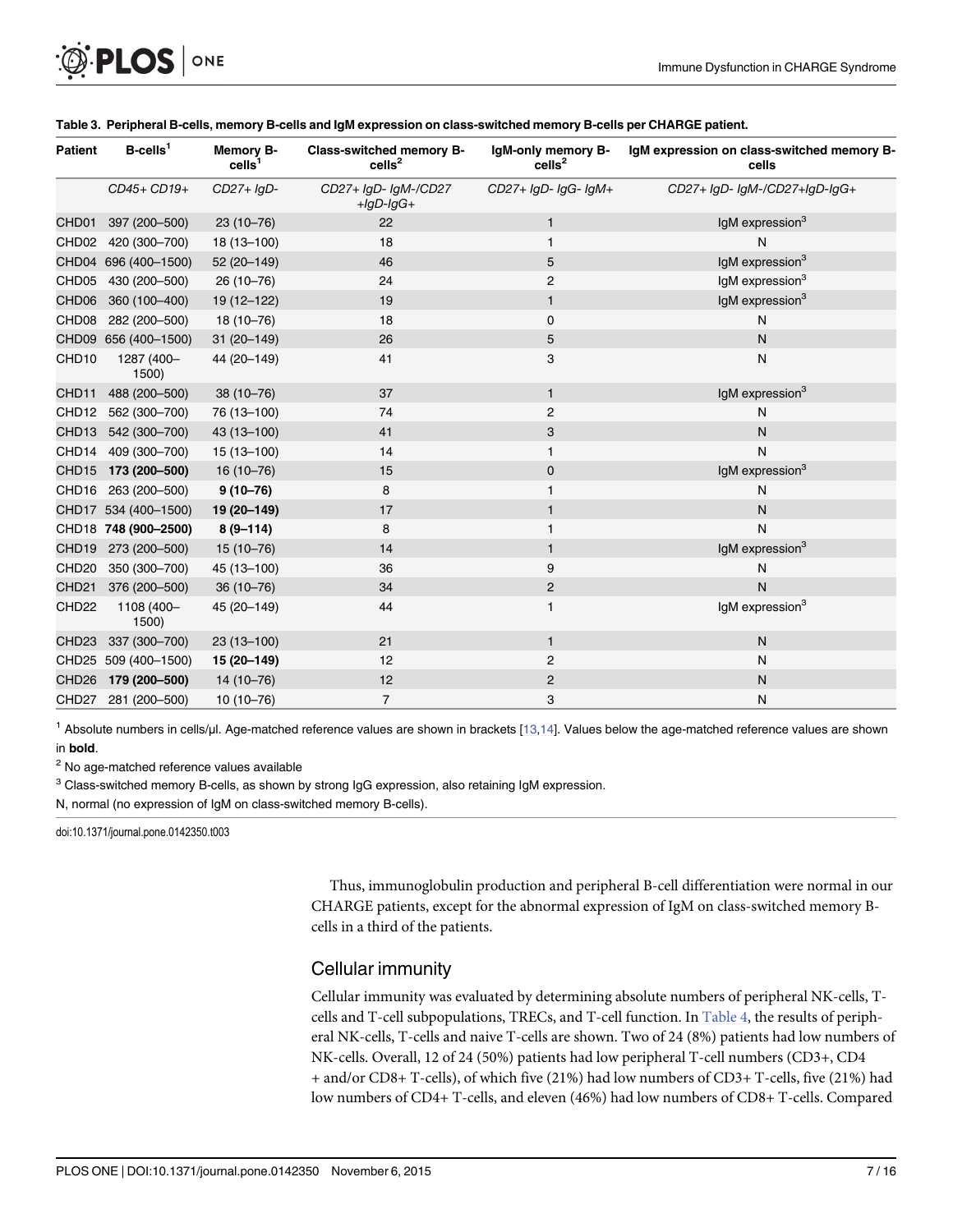**Table 3. Peripheral B-cells, memory B-cells and IgM expression on class-switched memory B-cells per CHARGE patient.**

| Patient | B-cells[1] | Memory B-cells[1] | Class-switched memory B-cells[2] | IgM-only memory B-cells[2] | IgM expression on class-switched memory B-cells |
|---|---|---|---|---|---|
| | *CD45+ CD19+* | *CD27+ IgD-* | *CD27+ IgD- IgM-/CD27 +IgD-IgG+* | *CD27+ IgD- IgG- IgM+* | *CD27+ IgD- IgM-/CD27+IgD-IgG+* |
| CHD01 | 397 (200–500) | 23 (10–76) | 22 | 1 | IgM expression[3] |
| CHD02 | 420 (300–700) | 18 (13–100) | 18 | 1 | N |
| CHD04 | 696 (400–1500) | 52 (20–149) | 46 | 5 | IgM expression[3] |
| CHD05 | 430 (200–500) | 26 (10–76) | 24 | 2 | IgM expression[3] |
| CHD06 | 360 (100–400) | 19 (12–122) | 19 | 1 | IgM expression[3] |
| CHD08 | 282 (200–500) | 18 (10–76) | 18 | 0 | N |
| CHD09 | 656 (400–1500) | 31 (20–149) | 26 | 5 | N |
| CHD10 | 1287 (400–1500) | 44 (20–149) | 41 | 3 | N |
| CHD11 | 488 (200–500) | 38 (10–76) | 37 | 1 | IgM expression[3] |
| CHD12 | 562 (300–700) | 76 (13–100) | 74 | 2 | N |
| CHD13 | 542 (300–700) | 43 (13–100) | 41 | 3 | N |
| CHD14 | 409 (300–700) | 15 (13–100) | 14 | 1 | N |
| CHD15 | **173 (200–500)** | 16 (10–76) | 15 | 0 | IgM expression[3] |
| CHD16 | 263 (200–500) | **9 (10–76)** | 8 | 1 | N |
| CHD17 | 534 (400–1500) | **19 (20–149)** | 17 | 1 | N |
| CHD18 | **748 (900–2500)** | **8 (9–114)** | 8 | 1 | N |
| CHD19 | 273 (200–500) | 15 (10–76) | 14 | 1 | IgM expression[3] |
| CHD20 | 350 (300–700) | 45 (13–100) | 36 | 9 | N |
| CHD21 | 376 (200–500) | 36 (10–76) | 34 | 2 | N |
| CHD22 | 1108 (400–1500) | 45 (20–149) | 44 | 1 | IgM expression[3] |
| CHD23 | 337 (300–700) | 23 (13–100) | 21 | 1 | N |
| CHD25 | 509 (400–1500) | **15 (20–149)** | 12 | 2 | N |
| CHD26 | **179 (200–500)** | 14 (10–76) | 12 | 2 | N |
| CHD27 | 281 (200–500) | 10 (10–76) | 7 | 3 | N |

[1] Absolute numbers in cells/μl. Age-matched reference values are shown in brackets [13,14]. Values below the age-matched reference values are shown in **bold**.

[2] No age-matched reference values available

[3] Class-switched memory B-cells, as shown by strong IgG expression, also retaining IgM expression.

N, normal (no expression of IgM on class-switched memory B-cells).

doi:10.1371/journal.pone.0142350.t003

Thus, immunoglobulin production and peripheral B-cell differentiation were normal in our CHARGE patients, except for the abnormal expression of IgM on class-switched memory B-cells in a third of the patients.

## Cellular immunity

Cellular immunity was evaluated by determining absolute numbers of peripheral NK-cells, T-cells and T-cell subpopulations, TRECs, and T-cell function. In Table 4, the results of peripheral NK-cells, T-cells and naive T-cells are shown. Two of 24 (8%) patients had low numbers of NK-cells. Overall, 12 of 24 (50%) patients had low peripheral T-cell numbers (CD3+, CD4+ and/or CD8+ T-cells), of which five (21%) had low numbers of CD3+ T-cells, five (21%) had low numbers of CD4+ T-cells, and eleven (46%) had low numbers of CD8+ T-cells. Compared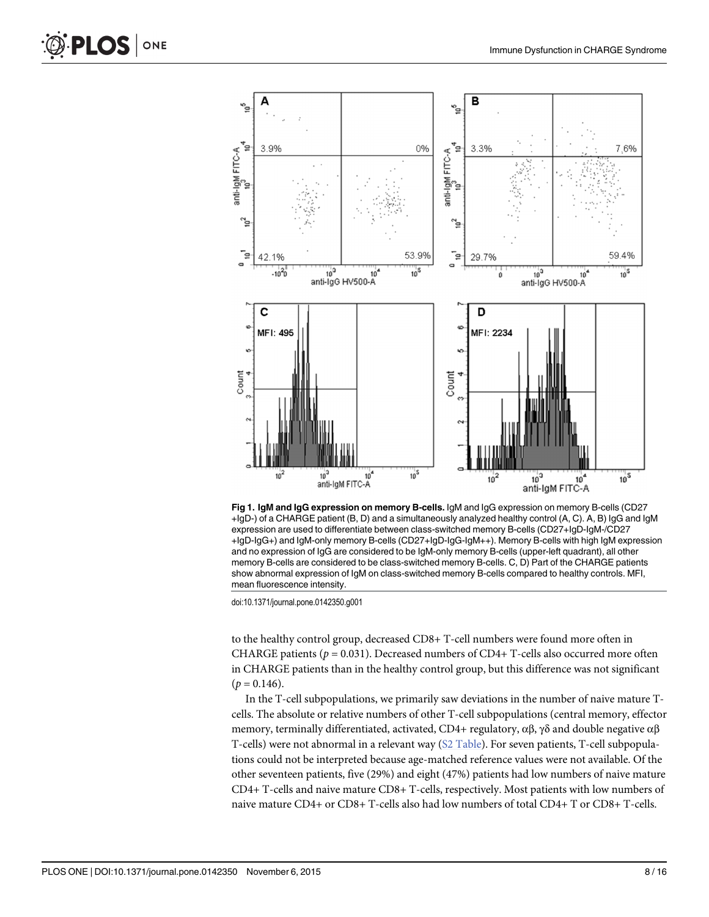**Fig 1. IgM and IgG expression on memory B-cells.** IgM and IgG expression on memory B-cells (CD27+IgD-) of a CHARGE patient (B, D) and a simultaneously analyzed healthy control (A, C). A, B) IgG and IgM expression are used to differentiate between class-switched memory B-cells (CD27+IgD-IgM-/CD27+IgD-IgG+) and IgM-only memory B-cells (CD27+IgD-IgG-IgM++). Memory B-cells with high IgM expression and no expression of IgG are considered to be IgM-only memory B-cells (upper-left quadrant), all other memory B-cells are considered to be class-switched memory B-cells. C, D) Part of the CHARGE patients show abnormal expression of IgM on class-switched memory B-cells compared to healthy controls. MFI, mean fluorescence intensity.

doi:10.1371/journal.pone.0142350.g001

to the healthy control group, decreased CD8+ T-cell numbers were found more often in CHARGE patients ($p = 0.031$). Decreased numbers of CD4+ T-cells also occurred more often in CHARGE patients than in the healthy control group, but this difference was not significant ($p = 0.146$).

In the T-cell subpopulations, we primarily saw deviations in the number of naive mature T-cells. The absolute or relative numbers of other T-cell subpopulations (central memory, effector memory, terminally differentiated, activated, CD4+ regulatory, αβ, γδ and double negative αβ T-cells) were not abnormal in a relevant way (S2 Table). For seven patients, T-cell subpopulations could not be interpreted because age-matched reference values were not available. Of the other seventeen patients, five (29%) and eight (47%) patients had low numbers of naive mature CD4+ T-cells and naive mature CD8+ T-cells, respectively. Most patients with low numbers of naive mature CD4+ or CD8+ T-cells also had low numbers of total CD4+ T or CD8+ T-cells.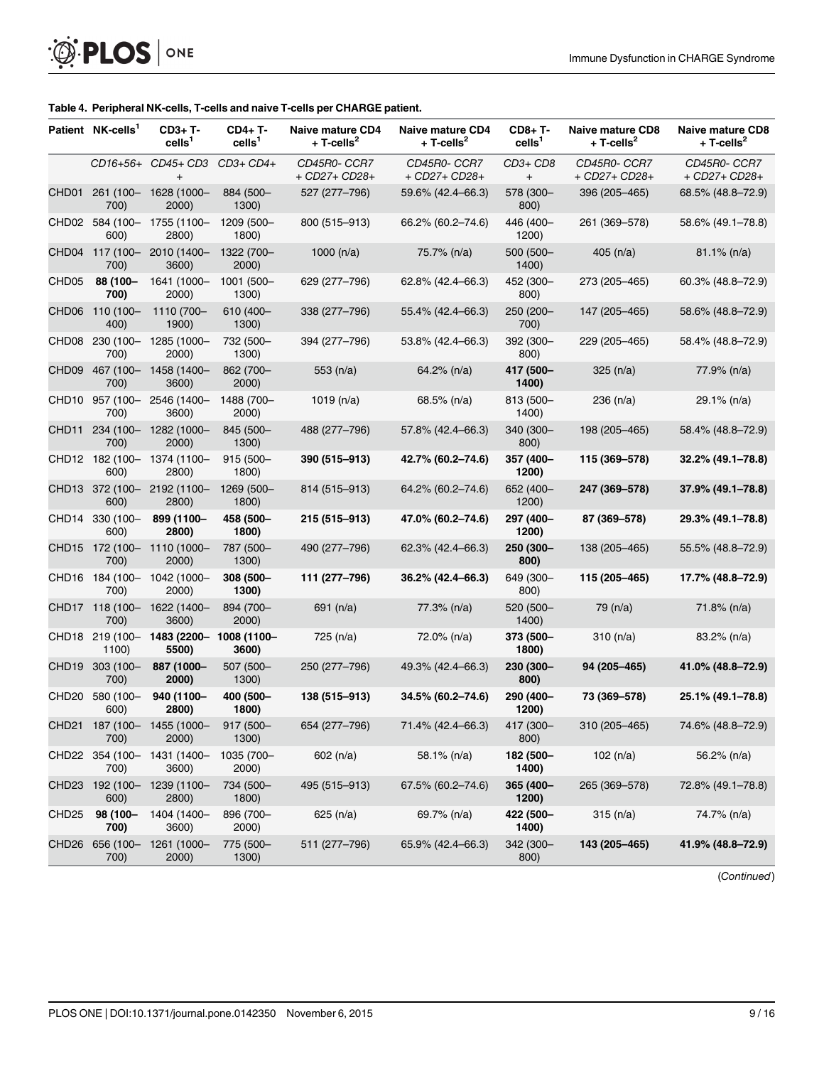**Table 4. Peripheral NK-cells, T-cells and naive T-cells per CHARGE patient.**

| Patient | NK-cells[1] | CD3+ T-cells[1] | CD4+ T-cells[1] | Naive mature CD4 + T-cells[2] | Naive mature CD4 + T-cells[2] | CD8+ T-cells[1] | Naive mature CD8 + T-cells[2] | Naive mature CD8 + T-cells[2] |
|---|---|---|---|---|---|---|---|---|
| | *CD16+56+* | *CD45+ CD3 +* | *CD3+ CD4+* | *CD45R0- CCR7 + CD27+ CD28+* | *CD45R0- CCR7 + CD27+ CD28+* | *CD3+ CD8 +* | *CD45R0- CCR7 + CD27+ CD28+* | *CD45R0- CCR7 + CD27+ CD28+* |
| CHD01 | 261 (100–700) | 1628 (1000–2000) | 884 (500–1300) | 527 (277–796) | 59.6% (42.4–66.3) | 578 (300–800) | 396 (205–465) | 68.5% (48.8–72.9) |
| CHD02 | 584 (100–600) | 1755 (1100–2800) | 1209 (500–1800) | 800 (515–913) | 66.2% (60.2–74.6) | 446 (400–1200) | 261 (369–578) | 58.6% (49.1–78.8) |
| CHD04 | 117 (100–700) | 2010 (1400–3600) | 1322 (700–2000) | 1000 (n/a) | 75.7% (n/a) | 500 (500–1400) | 405 (n/a) | 81.1% (n/a) |
| CHD05 | **88 (100–700)** | 1641 (1000–2000) | 1001 (500–1300) | 629 (277–796) | 62.8% (42.4–66.3) | 452 (300–800) | 273 (205–465) | 60.3% (48.8–72.9) |
| CHD06 | 110 (100–400) | 1110 (700–1900) | 610 (400–1300) | 338 (277–796) | 55.4% (42.4–66.3) | 250 (200–700) | 147 (205–465) | 58.6% (48.8–72.9) |
| CHD08 | 230 (100–700) | 1285 (1000–2000) | 732 (500–1300) | 394 (277–796) | 53.8% (42.4–66.3) | 392 (300–800) | 229 (205–465) | 58.4% (48.8–72.9) |
| CHD09 | 467 (100–700) | 1458 (1400–3600) | 862 (700–2000) | 553 (n/a) | 64.2% (n/a) | **417 (500–1400)** | 325 (n/a) | 77.9% (n/a) |
| CHD10 | 957 (100–700) | 2546 (1400–3600) | 1488 (700–2000) | 1019 (n/a) | 68.5% (n/a) | 813 (500–1400) | 236 (n/a) | 29.1% (n/a) |
| CHD11 | 234 (100–700) | 1282 (1000–2000) | 845 (500–1300) | 488 (277–796) | 57.8% (42.4–66.3) | 340 (300–800) | 198 (205–465) | 58.4% (48.8–72.9) |
| CHD12 | 182 (100–600) | 1374 (1100–2800) | 915 (500–1800) | **390 (515–913)** | **42.7% (60.2–74.6)** | **357 (400–1200)** | **115 (369–578)** | **32.2% (49.1–78.8)** |
| CHD13 | 372 (100–600) | 2192 (1100–2800) | 1269 (500–1800) | 814 (515–913) | 64.2% (60.2–74.6) | 652 (400–1200) | **247 (369–578)** | **37.9% (49.1–78.8)** |
| CHD14 | 330 (100–600) | **899 (1100–2800)** | **458 (500–1800)** | **215 (515–913)** | **47.0% (60.2–74.6)** | **297 (400–1200)** | **87 (369–578)** | **29.3% (49.1–78.8)** |
| CHD15 | 172 (100–700) | 1110 (1000–2000) | 787 (500–1300) | 490 (277–796) | 62.3% (42.4–66.3) | **250 (300–800)** | 138 (205–465) | 55.5% (48.8–72.9) |
| CHD16 | 184 (100–700) | 1042 (1000–2000) | **308 (500–1300)** | **111 (277–796)** | **36.2% (42.4–66.3)** | 649 (300–800) | **115 (205–465)** | **17.7% (48.8–72.9)** |
| CHD17 | 118 (100–700) | 1622 (1400–3600) | 894 (700–2000) | 691 (n/a) | 77.3% (n/a) | 520 (500–1400) | 79 (n/a) | 71.8% (n/a) |
| CHD18 | 219 (100–1100) | **1483 (2200–5500)** | **1008 (1100–3600)** | 725 (n/a) | 72.0% (n/a) | **373 (500–1800)** | 310 (n/a) | 83.2% (n/a) |
| CHD19 | 303 (100–700) | **887 (1000–2000)** | 507 (500–1300) | 250 (277–796) | 49.3% (42.4–66.3) | **230 (300–800)** | **94 (205–465)** | **41.0% (48.8–72.9)** |
| CHD20 | 580 (100–600) | **940 (1100–2800)** | **400 (500–1800)** | **138 (515–913)** | **34.5% (60.2–74.6)** | **290 (400–1200)** | **73 (369–578)** | **25.1% (49.1–78.8)** |
| CHD21 | 187 (100–700) | 1455 (1000–2000) | 917 (500–1300) | 654 (277–796) | 71.4% (42.4–66.3) | 417 (300–800) | 310 (205–465) | 74.6% (48.8–72.9) |
| CHD22 | 354 (100–700) | 1431 (1400–3600) | 1035 (700–2000) | 602 (n/a) | 58.1% (n/a) | **182 (500–1400)** | 102 (n/a) | 56.2% (n/a) |
| CHD23 | 192 (100–600) | 1239 (1100–2800) | 734 (500–1800) | 495 (515–913) | 67.5% (60.2–74.6) | **365 (400–1200)** | 265 (369–578) | 72.8% (49.1–78.8) |
| CHD25 | **98 (100–700)** | 1404 (1400–3600) | 896 (700–2000) | 625 (n/a) | 69.7% (n/a) | **422 (500–1400)** | 315 (n/a) | 74.7% (n/a) |
| CHD26 | 656 (100–700) | 1261 (1000–2000) | 775 (500–1300) | 511 (277–796) | 65.9% (42.4–66.3) | 342 (300–800) | **143 (205–465)** | **41.9% (48.8–72.9)** |

(*Continued*)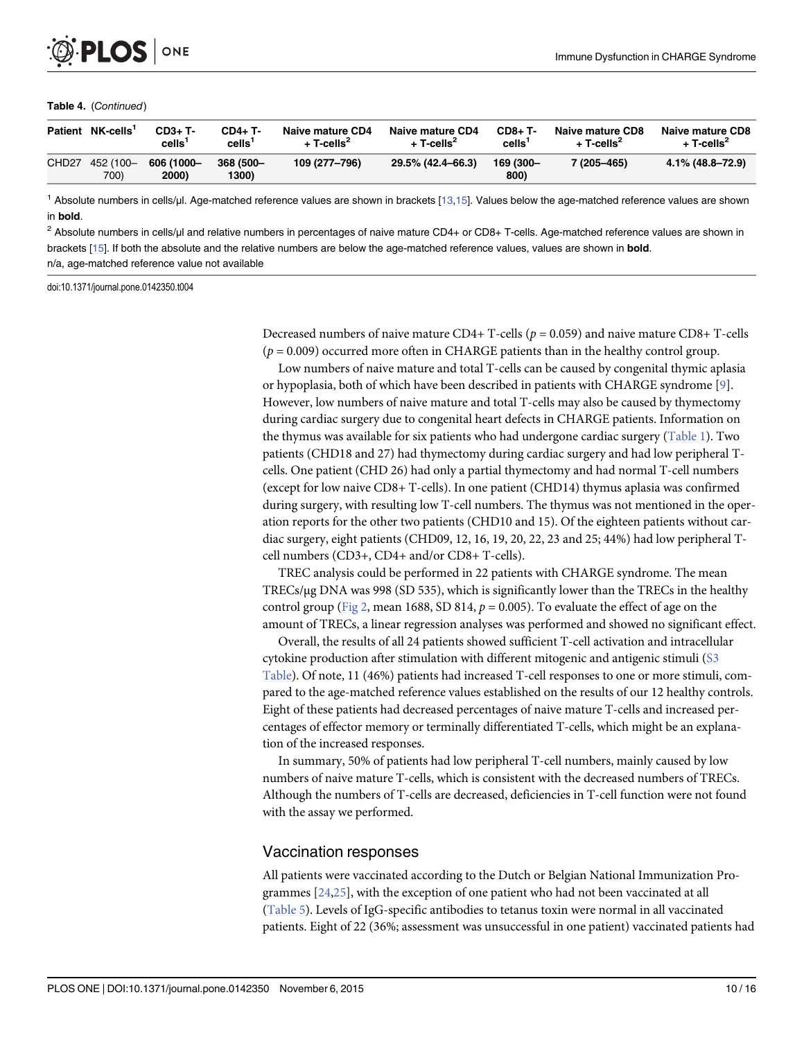**Table 4.** (*Continued*)

| Patient | NK-cells[1] | CD3+ T-cells[1] | CD4+ T-cells[1] | Naive mature CD4 + T-cells[2] | Naive mature CD4 + T-cells[2] | CD8+ T-cells[1] | Naive mature CD8 + T-cells[2] | Naive mature CD8 + T-cells[2] |
|---|---|---|---|---|---|---|---|---|
| CHD27 | 452 (100–700) | **606 (1000–2000)** | **368 (500–1300)** | **109 (277–796)** | **29.5% (42.4–66.3)** | **169 (300–800)** | **7 (205–465)** | **4.1% (48.8–72.9)** |

[1] Absolute numbers in cells/μl. Age-matched reference values are shown in brackets [13,15]. Values below the age-matched reference values are shown in **bold**.

[2] Absolute numbers in cells/μl and relative numbers in percentages of naive mature CD4+ or CD8+ T-cells. Age-matched reference values are shown in brackets [15]. If both the absolute and the relative numbers are below the age-matched reference values, values are shown in **bold**.

n/a, age-matched reference value not available

doi:10.1371/journal.pone.0142350.t004

Decreased numbers of naive mature CD4+ T-cells ($p = 0.059$) and naive mature CD8+ T-cells ($p = 0.009$) occurred more often in CHARGE patients than in the healthy control group.

Low numbers of naive mature and total T-cells can be caused by congenital thymic aplasia or hypoplasia, both of which have been described in patients with CHARGE syndrome [9]. However, low numbers of naive mature and total T-cells may also be caused by thymectomy during cardiac surgery due to congenital heart defects in CHARGE patients. Information on the thymus was available for six patients who had undergone cardiac surgery (Table 1). Two patients (CHD18 and 27) had thymectomy during cardiac surgery and had low peripheral T-cells. One patient (CHD 26) had only a partial thymectomy and had normal T-cell numbers (except for low naive CD8+ T-cells). In one patient (CHD14) thymus aplasia was confirmed during surgery, with resulting low T-cell numbers. The thymus was not mentioned in the operation reports for the other two patients (CHD10 and 15). Of the eighteen patients without cardiac surgery, eight patients (CHD09, 12, 16, 19, 20, 22, 23 and 25; 44%) had low peripheral T-cell numbers (CD3+, CD4+ and/or CD8+ T-cells).

TREC analysis could be performed in 22 patients with CHARGE syndrome. The mean TRECs/μg DNA was 998 (SD 535), which is significantly lower than the TRECs in the healthy control group (Fig 2, mean 1688, SD 814, $p = 0.005$). To evaluate the effect of age on the amount of TRECs, a linear regression analyses was performed and showed no significant effect.

Overall, the results of all 24 patients showed sufficient T-cell activation and intracellular cytokine production after stimulation with different mitogenic and antigenic stimuli (S3 Table). Of note, 11 (46%) patients had increased T-cell responses to one or more stimuli, compared to the age-matched reference values established on the results of our 12 healthy controls. Eight of these patients had decreased percentages of naive mature T-cells and increased percentages of effector memory or terminally differentiated T-cells, which might be an explanation of the increased responses.

In summary, 50% of patients had low peripheral T-cell numbers, mainly caused by low numbers of naive mature T-cells, which is consistent with the decreased numbers of TRECs. Although the numbers of T-cells are decreased, deficiencies in T-cell function were not found with the assay we performed.

## Vaccination responses

All patients were vaccinated according to the Dutch or Belgian National Immunization Programmes [24,25], with the exception of one patient who had not been vaccinated at all (Table 5). Levels of IgG-specific antibodies to tetanus toxin were normal in all vaccinated patients. Eight of 22 (36%; assessment was unsuccessful in one patient) vaccinated patients had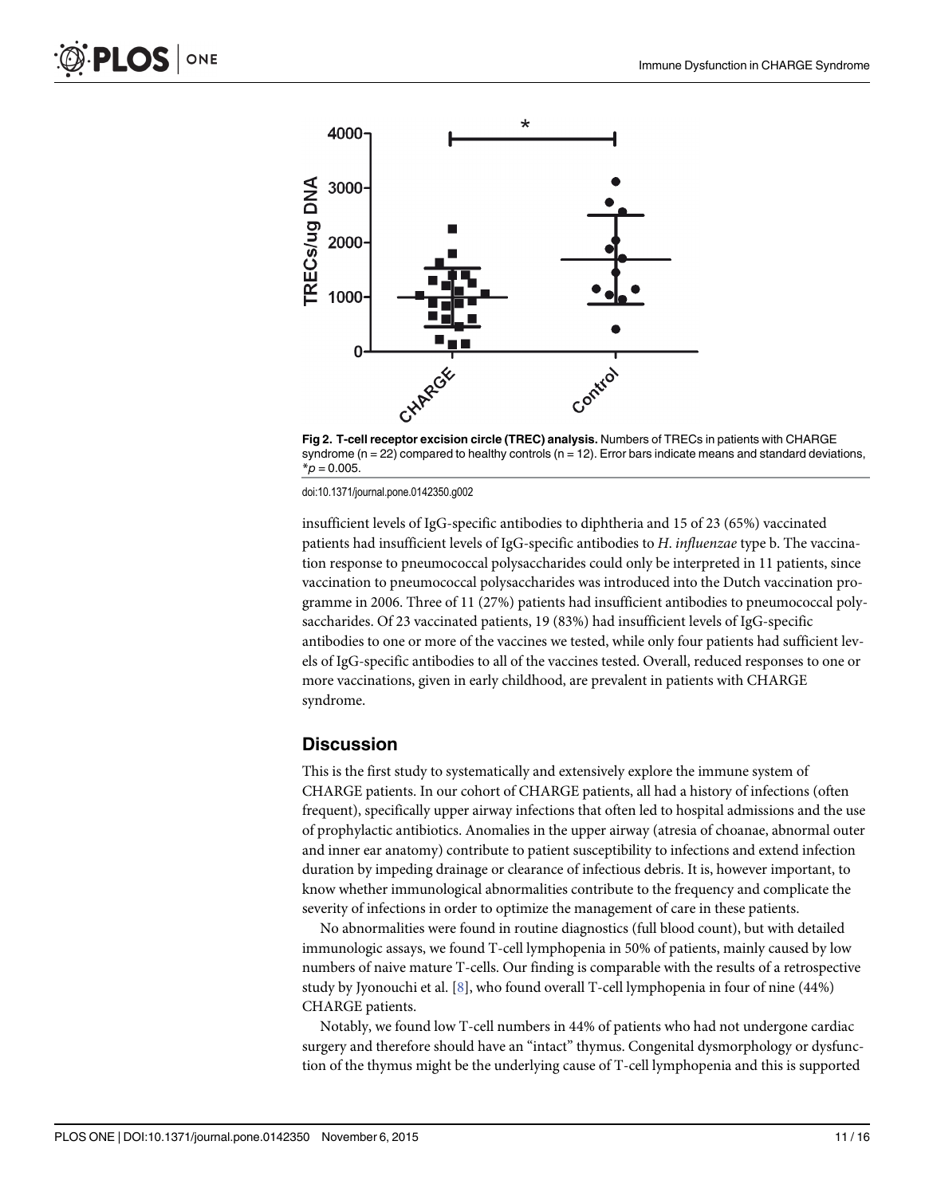Fig 2. T-cell receptor excision circle (TREC) analysis. Numbers of TRECs in patients with CHARGE syndrome (n = 22) compared to healthy controls (n = 12). Error bars indicate means and standard deviations, *$p = 0.005$.

doi:10.1371/journal.pone.0142350.g002

insufficient levels of IgG-specific antibodies to diphtheria and 15 of 23 (65%) vaccinated patients had insufficient levels of IgG-specific antibodies to *H. influenzae* type b. The vaccination response to pneumococcal polysaccharides could only be interpreted in 11 patients, since vaccination to pneumococcal polysaccharides was introduced into the Dutch vaccination programme in 2006. Three of 11 (27%) patients had insufficient antibodies to pneumococcal polysaccharides. Of 23 vaccinated patients, 19 (83%) had insufficient levels of IgG-specific antibodies to one or more of the vaccines we tested, while only four patients had sufficient levels of IgG-specific antibodies to all of the vaccines tested. Overall, reduced responses to one or more vaccinations, given in early childhood, are prevalent in patients with CHARGE syndrome.

## Discussion

This is the first study to systematically and extensively explore the immune system of CHARGE patients. In our cohort of CHARGE patients, all had a history of infections (often frequent), specifically upper airway infections that often led to hospital admissions and the use of prophylactic antibiotics. Anomalies in the upper airway (atresia of choanae, abnormal outer and inner ear anatomy) contribute to patient susceptibility to infections and extend infection duration by impeding drainage or clearance of infectious debris. It is, however important, to know whether immunological abnormalities contribute to the frequency and complicate the severity of infections in order to optimize the management of care in these patients.

No abnormalities were found in routine diagnostics (full blood count), but with detailed immunologic assays, we found T-cell lymphopenia in 50% of patients, mainly caused by low numbers of naive mature T-cells. Our finding is comparable with the results of a retrospective study by Jyonouchi et al. [8], who found overall T-cell lymphopenia in four of nine (44%) CHARGE patients.

Notably, we found low T-cell numbers in 44% of patients who had not undergone cardiac surgery and therefore should have an "intact" thymus. Congenital dysmorphology or dysfunction of the thymus might be the underlying cause of T-cell lymphopenia and this is supported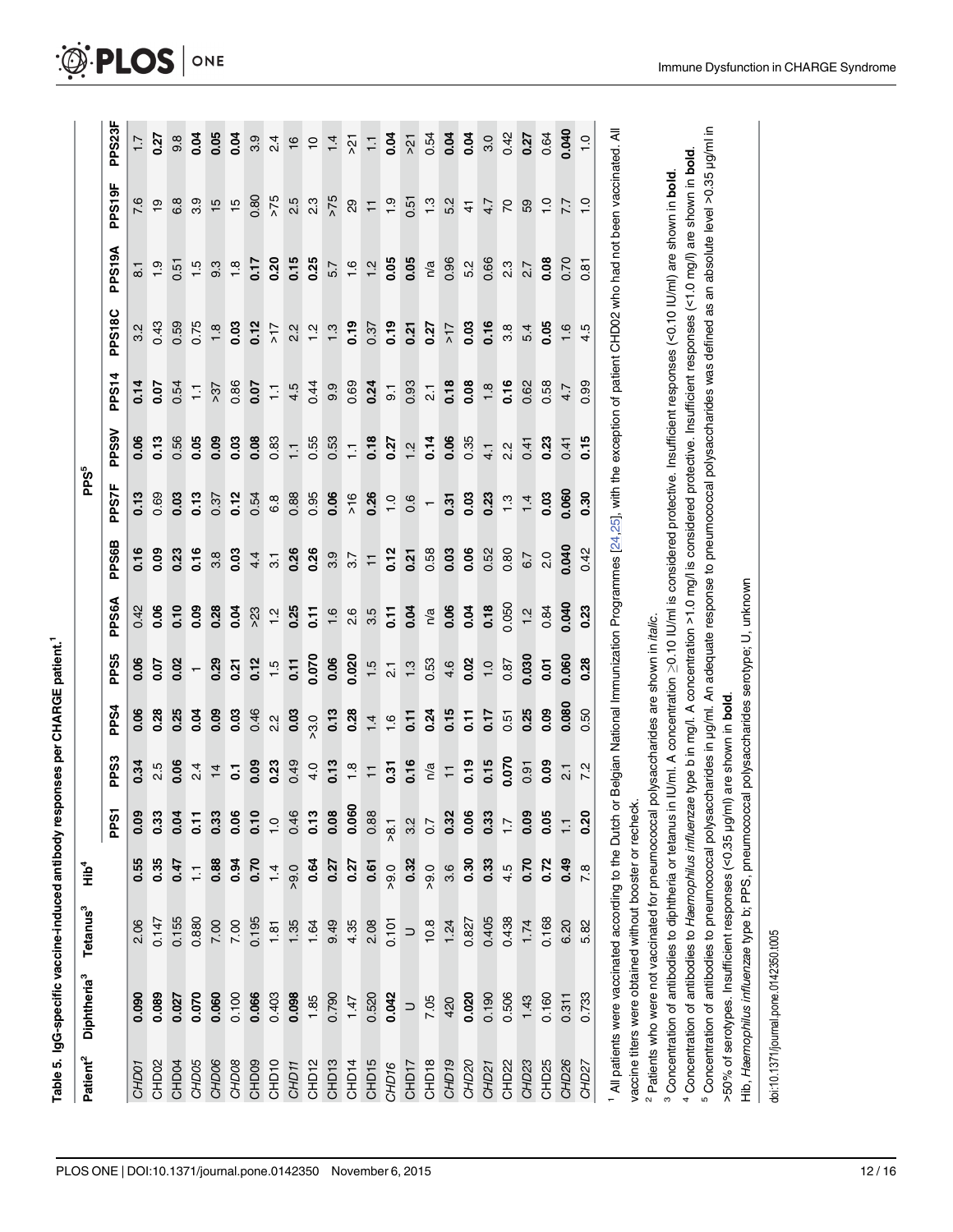**Table 5. IgG-specific vaccine-induced antibody responses per CHARGE patient.[1]**

| Patient[2] | Diphtheria[3] | Tetanus[3] | Hib[4] | PPS[5] | | | | | | | | | | | | |
|---|---|---|---|---|---|---|---|---|---|---|---|---|---|---|---|---|
| | | | | PPS1 | PPS3 | PPS4 | PPS5 | PPS6A | PPS6B | PPS7F | PPS9V | PPS14 | PPS18C | PPS19A | PPS19F | PPS23F |
| *CHD01* | **0.090** | 2.06 | **0.55** | **0.09** | **0.34** | **0.06** | **0.06** | 0.42 | **0.16** | **0.13** | **0.06** | **0.14** | 3.2 | 8.1 | 7.6 | 1.7 |
| CHD02 | **0.089** | 0.147 | **0.35** | **0.33** | 2.5 | **0.28** | **0.07** | **0.06** | **0.09** | 0.69 | **0.13** | **0.07** | 0.43 | 1.9 | 19 | **0.27** |
| CHD04 | **0.027** | 0.155 | **0.47** | **0.04** | **0.06** | **0.25** | **0.02** | **0.10** | **0.23** | **0.03** | 0.56 | 0.54 | 0.59 | 0.51 | 6.8 | 9.8 |
| *CHD05* | **0.070** | 0.880 | 1.1 | **0.11** | 2.4 | **0.04** | 1 | **0.09** | **0.16** | **0.13** | **0.05** | 1.1 | 0.75 | 1.5 | 3.9 | **0.04** |
| *CHD06* | **0.060** | 7.00 | **0.88** | **0.33** | 14 | **0.09** | **0.29** | **0.28** | 3.8 | 0.37 | **0.09** | >37 | 1.8 | 9.3 | 15 | **0.05** |
| *CHD08* | 0.100 | 7.00 | **0.94** | **0.06** | **0.1** | **0.03** | **0.21** | **0.04** | **0.03** | **0.12** | **0.03** | 0.86 | **0.03** | 1.8 | 15 | **0.04** |
| CHD09 | **0.066** | 0.195 | **0.70** | **0.10** | **0.09** | 0.46 | **0.12** | >23 | 4.4 | 0.54 | **0.08** | **0.07** | **0.12** | **0.17** | 0.80 | 3.9 |
| CHD10 | 0.403 | 1.81 | 1.4 | 1.0 | **0.23** | 2.2 | 1.5 | 1.2 | 3.1 | 6.8 | 0.83 | 1.1 | >17 | **0.20** | >75 | 2.4 |
| *CHD11* | **0.098** | 1.35 | >9.0 | 0.46 | 0.49 | **0.03** | **0.11** | **0.25** | **0.26** | 0.88 | 1.1 | 4.5 | 2.2 | **0.15** | 2.5 | 16 |
| CHD12 | 1.85 | 1.64 | **0.64** | **0.13** | 4.0 | >3.0 | **0.070** | **0.11** | **0.26** | 0.95 | 0.55 | 0.44 | 1.2 | **0.25** | 2.3 | 10 |
| CHD13 | 0.790 | 9.49 | **0.27** | **0.08** | **0.13** | **0.13** | **0.06** | 1.6 | 3.9 | **0.06** | 0.53 | 9.9 | 1.3 | 5.7 | >75 | 1.4 |
| CHD14 | 1.47 | 4.35 | **0.27** | **0.060** | 1.8 | **0.28** | **0.020** | 2.6 | 3.7 | >16 | 1.1 | 0.69 | **0.19** | 1.6 | 29 | >21 |
| CHD15 | 0.520 | 2.08 | **0.61** | 0.88 | 11 | 1.4 | 1.5 | 3.5 | 11 | **0.26** | **0.18** | **0.24** | 0.37 | 1.2 | 11 | 1.1 |
| *CHD16* | **0.042** | 0.101 | >9.0 | >8.1 | **0.31** | 1.6 | 2.1 | **0.11** | **0.12** | 1.0 | **0.27** | 9.1 | **0.19** | **0.05** | 1.9 | **0.04** |
| CHD17 | U | U | **0.32** | 3.2 | **0.16** | **0.11** | 1.3 | **0.04** | **0.21** | 0.6 | 1.2 | 0.93 | **0.21** | **0.05** | 0.51 | >21 |
| CHD18 | 7.05 | 10.8 | >9.0 | 0.7 | n/a | **0.24** | 0.53 | n/a | 0.58 | 1 | **0.14** | 2.1 | **0.27** | n/a | 1.3 | 0.54 |
| *CHD19* | 420 | 1.24 | 3.6 | **0.32** | 11 | **0.15** | 4.6 | **0.06** | **0.03** | **0.31** | **0.06** | **0.18** | >17 | 0.96 | 5.2 | **0.04** |
| *CHD20* | **0.020** | 0.827 | **0.30** | **0.06** | **0.19** | **0.11** | **0.02** | **0.04** | **0.06** | **0.03** | 0.35 | **0.08** | **0.03** | 5.2 | 41 | **0.04** |
| *CHD21* | 0.190 | 0.405 | **0.33** | **0.33** | **0.15** | **0.17** | 1.0 | **0.18** | 0.52 | **0.23** | 4.1 | 1.8 | **0.16** | 0.66 | 4.7 | 3.0 |
| CHD22 | 0.506 | 0.438 | 4.5 | 1.7 | **0.070** | 0.51 | 0.87 | 0.050 | 0.80 | 1.3 | 2.2 | **0.16** | 3.8 | 2.3 | 70 | 0.42 |
| *CHD23* | 1.43 | 1.74 | **0.70** | **0.09** | 0.91 | **0.25** | **0.030** | 1.2 | 6.7 | 1.4 | 0.41 | 0.62 | 5.4 | 2.7 | 59 | **0.27** |
| CHD25 | 0.160 | 0.168 | **0.72** | **0.05** | **0.09** | **0.09** | **0.01** | 0.84 | 2.0 | **0.03** | **0.23** | 0.58 | **0.05** | **0.08** | 1.0 | 0.64 |
| *CHD26* | 0.311 | 6.20 | **0.49** | 1.1 | 2.1 | **0.080** | **0.060** | **0.040** | **0.040** | **0.060** | 0.41 | 4.7 | 1.6 | 0.70 | 7.7 | **0.040** |
| *CHD27* | 0.733 | 5.82 | 7.8 | **0.20** | 7.2 | 0.50 | **0.28** | **0.23** | 0.42 | **0.30** | **0.15** | 0.99 | 4.5 | 0.81 | 1.0 | 1.0 |

[1] All patients were vaccinated according to the Dutch or Belgian National Immunization Programmes [24,25], with the exception of patient CHD02 who had not been vaccinated. All vaccine titers were obtained without booster or recheck.

[2] Patients who were not vaccinated for pneumococcal polysaccharides are shown in *italic*.

[3] Concentration of antibodies to diphtheria or tetanus in IU/ml. A concentration ≥0.10 IU/ml is considered protective. Insufficient responses (<0.10 IU/ml) are shown in **bold**.

[4] Concentration of antibodies to *Haemophilus influenzae* type b in mg/l. A concentration >1.0 mg/l is considered protective. Insufficient responses (<1.0 mg/l) are shown in **bold**.

[5] Concentration of antibodies to pneumococcal polysaccharides in μg/ml. An adequate response to pneumococcal polysaccharides was defined as an absolute level >0.35 μg/ml in >50% of serotypes. Insufficient responses (<0.35 μg/ml) are shown in **bold**.

Hib, *Haemophilus influenzae* type b; PPS, pneumococcal polysaccharides serotype; U, unknown

doi:10.1371/journal.pone.0142350.t005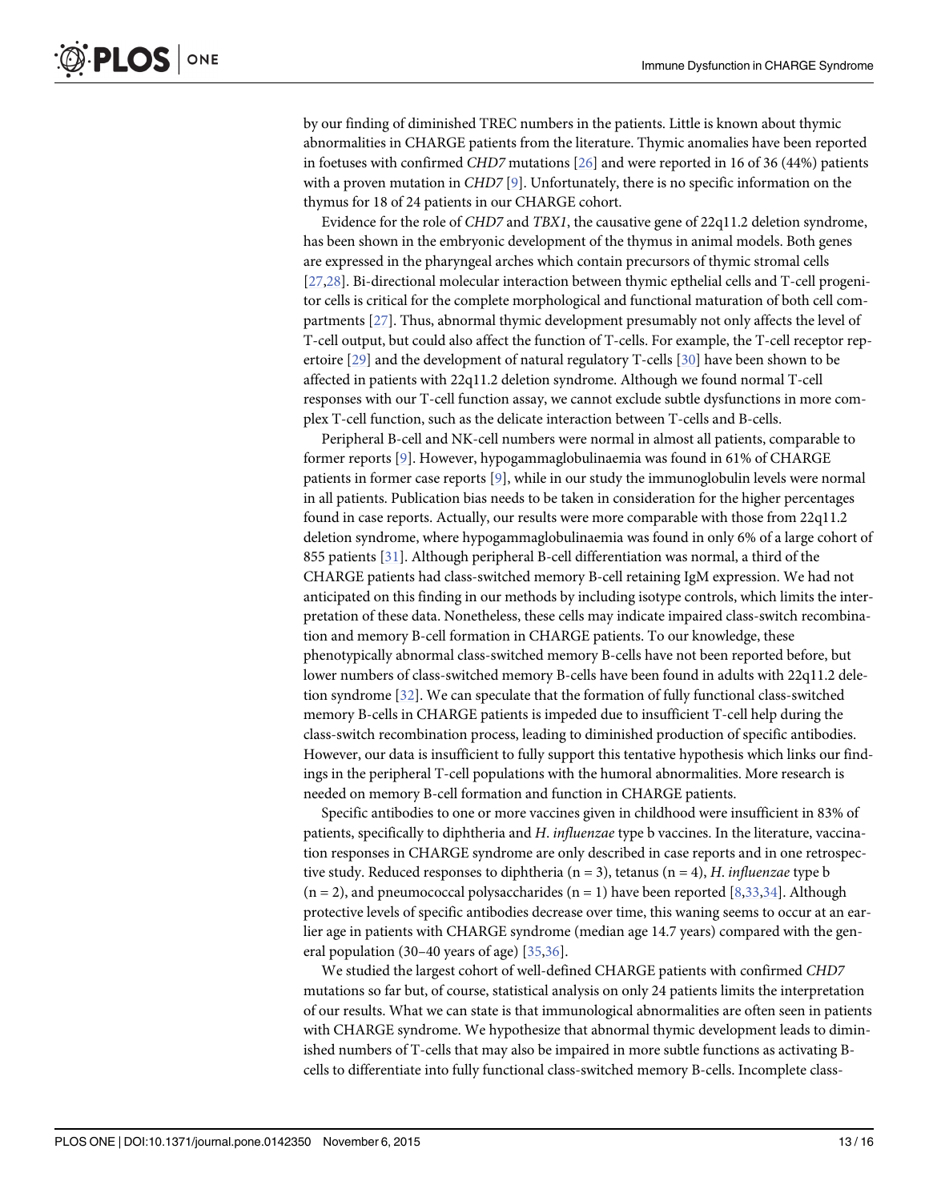by our finding of diminished TREC numbers in the patients. Little is known about thymic abnormalities in CHARGE patients from the literature. Thymic anomalies have been reported in foetuses with confirmed *CHD7* mutations [26] and were reported in 16 of 36 (44%) patients with a proven mutation in *CHD7* [9]. Unfortunately, there is no specific information on the thymus for 18 of 24 patients in our CHARGE cohort.

Evidence for the role of *CHD7* and *TBX1*, the causative gene of 22q11.2 deletion syndrome, has been shown in the embryonic development of the thymus in animal models. Both genes are expressed in the pharyngeal arches which contain precursors of thymic stromal cells [27,28]. Bi-directional molecular interaction between thymic epthelial cells and T-cell progenitor cells is critical for the complete morphological and functional maturation of both cell compartments [27]. Thus, abnormal thymic development presumably not only affects the level of T-cell output, but could also affect the function of T-cells. For example, the T-cell receptor repertoire [29] and the development of natural regulatory T-cells [30] have been shown to be affected in patients with 22q11.2 deletion syndrome. Although we found normal T-cell responses with our T-cell function assay, we cannot exclude subtle dysfunctions in more complex T-cell function, such as the delicate interaction between T-cells and B-cells.

Peripheral B-cell and NK-cell numbers were normal in almost all patients, comparable to former reports [9]. However, hypogammaglobulinaemia was found in 61% of CHARGE patients in former case reports [9], while in our study the immunoglobulin levels were normal in all patients. Publication bias needs to be taken in consideration for the higher percentages found in case reports. Actually, our results were more comparable with those from 22q11.2 deletion syndrome, where hypogammaglobulinaemia was found in only 6% of a large cohort of 855 patients [31]. Although peripheral B-cell differentiation was normal, a third of the CHARGE patients had class-switched memory B-cell retaining IgM expression. We had not anticipated on this finding in our methods by including isotype controls, which limits the interpretation of these data. Nonetheless, these cells may indicate impaired class-switch recombination and memory B-cell formation in CHARGE patients. To our knowledge, these phenotypically abnormal class-switched memory B-cells have not been reported before, but lower numbers of class-switched memory B-cells have been found in adults with 22q11.2 deletion syndrome [32]. We can speculate that the formation of fully functional class-switched memory B-cells in CHARGE patients is impeded due to insufficient T-cell help during the class-switch recombination process, leading to diminished production of specific antibodies. However, our data is insufficient to fully support this tentative hypothesis which links our findings in the peripheral T-cell populations with the humoral abnormalities. More research is needed on memory B-cell formation and function in CHARGE patients.

Specific antibodies to one or more vaccines given in childhood were insufficient in 83% of patients, specifically to diphtheria and *H*. *influenzae* type b vaccines. In the literature, vaccination responses in CHARGE syndrome are only described in case reports and in one retrospective study. Reduced responses to diphtheria ($n = 3$), tetanus ($n = 4$), *H*. *influenzae* type b ($n = 2$), and pneumococcal polysaccharides ($n = 1$) have been reported [8,33,34]. Although protective levels of specific antibodies decrease over time, this waning seems to occur at an earlier age in patients with CHARGE syndrome (median age 14.7 years) compared with the general population (30–40 years of age) [35,36].

We studied the largest cohort of well-defined CHARGE patients with confirmed *CHD7* mutations so far but, of course, statistical analysis on only 24 patients limits the interpretation of our results. What we can state is that immunological abnormalities are often seen in patients with CHARGE syndrome. We hypothesize that abnormal thymic development leads to diminished numbers of T-cells that may also be impaired in more subtle functions as activating B-cells to differentiate into fully functional class-switched memory B-cells. Incomplete class-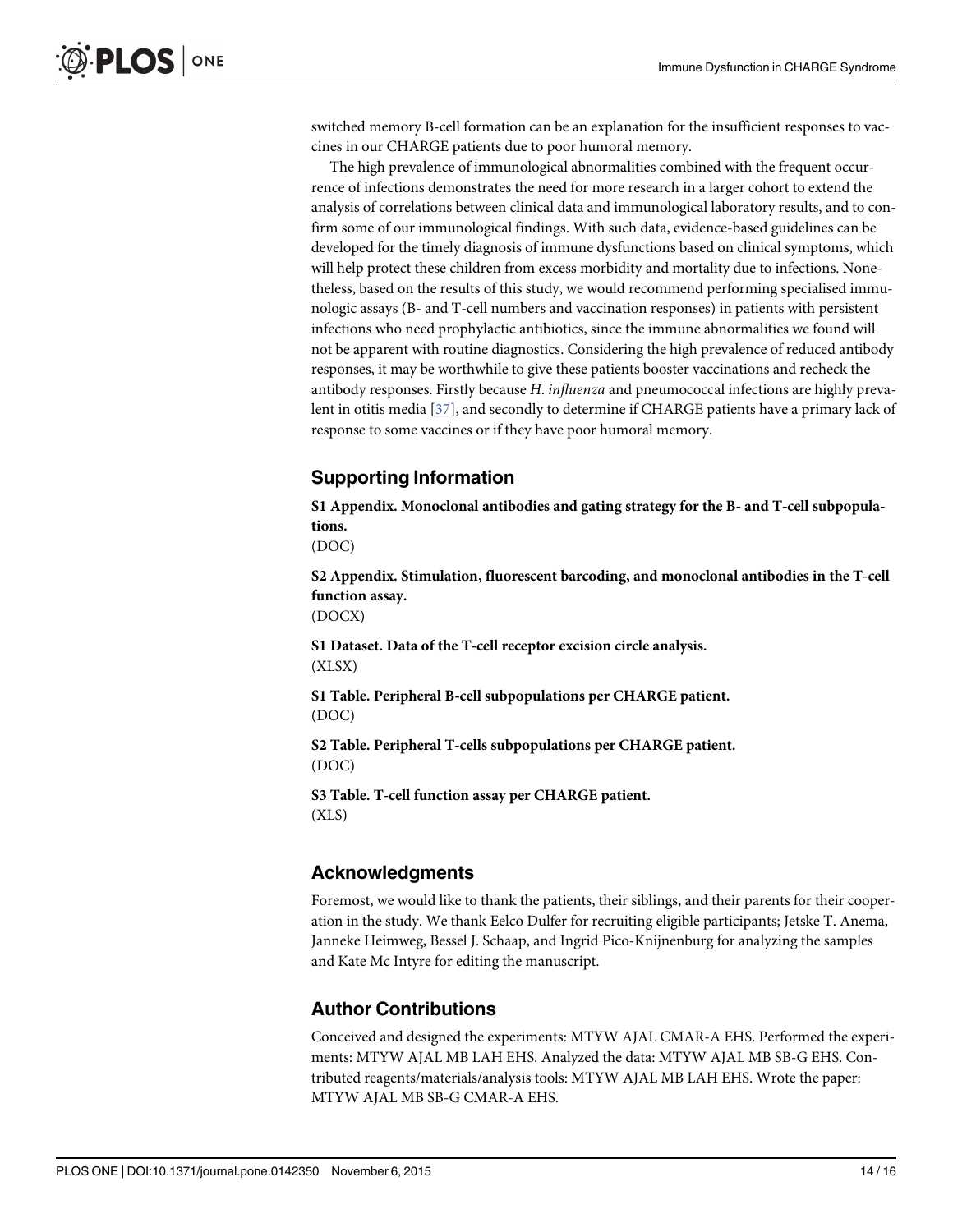switched memory B-cell formation can be an explanation for the insufficient responses to vaccines in our CHARGE patients due to poor humoral memory.

The high prevalence of immunological abnormalities combined with the frequent occurrence of infections demonstrates the need for more research in a larger cohort to extend the analysis of correlations between clinical data and immunological laboratory results, and to confirm some of our immunological findings. With such data, evidence-based guidelines can be developed for the timely diagnosis of immune dysfunctions based on clinical symptoms, which will help protect these children from excess morbidity and mortality due to infections. Nonetheless, based on the results of this study, we would recommend performing specialised immunologic assays (B- and T-cell numbers and vaccination responses) in patients with persistent infections who need prophylactic antibiotics, since the immune abnormalities we found will not be apparent with routine diagnostics. Considering the high prevalence of reduced antibody responses, it may be worthwhile to give these patients booster vaccinations and recheck the antibody responses. Firstly because *H*. *influenza* and pneumococcal infections are highly prevalent in otitis media [37], and secondly to determine if CHARGE patients have a primary lack of response to some vaccines or if they have poor humoral memory.

## Supporting Information

**S1 Appendix. Monoclonal antibodies and gating strategy for the B- and T-cell subpopulations.**
(DOC)

**S2 Appendix. Stimulation, fluorescent barcoding, and monoclonal antibodies in the T-cell function assay.**
(DOCX)

**S1 Dataset. Data of the T-cell receptor excision circle analysis.**
(XLSX)

**S1 Table. Peripheral B-cell subpopulations per CHARGE patient.**
(DOC)

**S2 Table. Peripheral T-cells subpopulations per CHARGE patient.**
(DOC)

**S3 Table. T-cell function assay per CHARGE patient.**
(XLS)

## Acknowledgments

Foremost, we would like to thank the patients, their siblings, and their parents for their cooperation in the study. We thank Eelco Dulfer for recruiting eligible participants; Jetske T. Anema, Janneke Heimweg, Bessel J. Schaap, and Ingrid Pico-Knijnenburg for analyzing the samples and Kate Mc Intyre for editing the manuscript.

## Author Contributions

Conceived and designed the experiments: MTYW AJAL CMAR-A EHS. Performed the experiments: MTYW AJAL MB LAH EHS. Analyzed the data: MTYW AJAL MB SB-G EHS. Contributed reagents/materials/analysis tools: MTYW AJAL MB LAH EHS. Wrote the paper: MTYW AJAL MB SB-G CMAR-A EHS.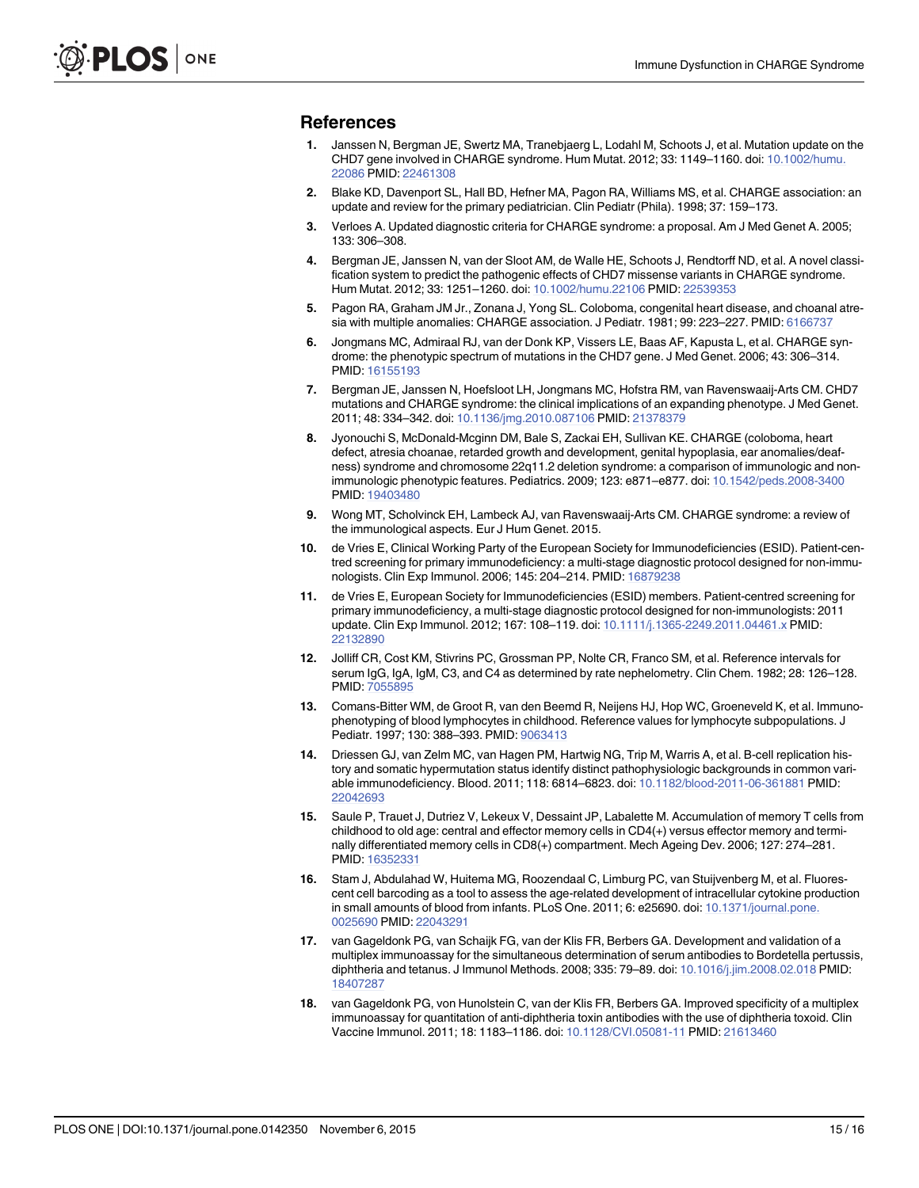## References

1. Janssen N, Bergman JE, Swertz MA, Tranebjaerg L, Lodahl M, Schoots J, et al. Mutation update on the CHD7 gene involved in CHARGE syndrome. Hum Mutat. 2012; 33: 1149–1160. doi: 10.1002/humu.22086 PMID: 22461308
2. Blake KD, Davenport SL, Hall BD, Hefner MA, Pagon RA, Williams MS, et al. CHARGE association: an update and review for the primary pediatrician. Clin Pediatr (Phila). 1998; 37: 159–173.
3. Verloes A. Updated diagnostic criteria for CHARGE syndrome: a proposal. Am J Med Genet A. 2005; 133: 306–308.
4. Bergman JE, Janssen N, van der Sloot AM, de Walle HE, Schoots J, Rendtorff ND, et al. A novel classification system to predict the pathogenic effects of CHD7 missense variants in CHARGE syndrome. Hum Mutat. 2012; 33: 1251–1260. doi: 10.1002/humu.22106 PMID: 22539353
5. Pagon RA, Graham JM Jr., Zonana J, Yong SL. Coloboma, congenital heart disease, and choanal atresia with multiple anomalies: CHARGE association. J Pediatr. 1981; 99: 223–227. PMID: 6166737
6. Jongmans MC, Admiraal RJ, van der Donk KP, Vissers LE, Baas AF, Kapusta L, et al. CHARGE syndrome: the phenotypic spectrum of mutations in the CHD7 gene. J Med Genet. 2006; 43: 306–314. PMID: 16155193
7. Bergman JE, Janssen N, Hoefsloot LH, Jongmans MC, Hofstra RM, van Ravenswaaij-Arts CM. CHD7 mutations and CHARGE syndrome: the clinical implications of an expanding phenotype. J Med Genet. 2011; 48: 334–342. doi: 10.1136/jmg.2010.087106 PMID: 21378379
8. Jyonouchi S, McDonald-Mcginn DM, Bale S, Zackai EH, Sullivan KE. CHARGE (coloboma, heart defect, atresia choanae, retarded growth and development, genital hypoplasia, ear anomalies/deafness) syndrome and chromosome 22q11.2 deletion syndrome: a comparison of immunologic and nonimmunologic phenotypic features. Pediatrics. 2009; 123: e871–e877. doi: 10.1542/peds.2008-3400 PMID: 19403480
9. Wong MT, Scholvinck EH, Lambeck AJ, van Ravenswaaij-Arts CM. CHARGE syndrome: a review of the immunological aspects. Eur J Hum Genet. 2015.
10. de Vries E, Clinical Working Party of the European Society for Immunodeficiencies (ESID). Patient-centred screening for primary immunodeficiency: a multi-stage diagnostic protocol designed for non-immunologists. Clin Exp Immunol. 2006; 145: 204–214. PMID: 16879238
11. de Vries E, European Society for Immunodeficiencies (ESID) members. Patient-centred screening for primary immunodeficiency, a multi-stage diagnostic protocol designed for non-immunologists: 2011 update. Clin Exp Immunol. 2012; 167: 108–119. doi: 10.1111/j.1365-2249.2011.04461.x PMID: 22132890
12. Jolliff CR, Cost KM, Stivrins PC, Grossman PP, Nolte CR, Franco SM, et al. Reference intervals for serum IgG, IgA, IgM, C3, and C4 as determined by rate nephelometry. Clin Chem. 1982; 28: 126–128. PMID: 7055895
13. Comans-Bitter WM, de Groot R, van den Beemd R, Neijens HJ, Hop WC, Groeneveld K, et al. Immunophenotyping of blood lymphocytes in childhood. Reference values for lymphocyte subpopulations. J Pediatr. 1997; 130: 388–393. PMID: 9063413
14. Driessen GJ, van Zelm MC, van Hagen PM, Hartwig NG, Trip M, Warris A, et al. B-cell replication history and somatic hypermutation status identify distinct pathophysiologic backgrounds in common variable immunodeficiency. Blood. 2011; 118: 6814–6823. doi: 10.1182/blood-2011-06-361881 PMID: 22042693
15. Saule P, Trauet J, Dutriez V, Lekeux V, Dessaint JP, Labalette M. Accumulation of memory T cells from childhood to old age: central and effector memory cells in CD4(+) versus effector memory and terminally differentiated memory cells in CD8(+) compartment. Mech Ageing Dev. 2006; 127: 274–281. PMID: 16352331
16. Stam J, Abdulahad W, Huitema MG, Roozendaal C, Limburg PC, van Stuijvenberg M, et al. Fluorescent cell barcoding as a tool to assess the age-related development of intracellular cytokine production in small amounts of blood from infants. PLoS One. 2011; 6: e25690. doi: 10.1371/journal.pone.0025690 PMID: 22043291
17. van Gageldonk PG, van Schaijk FG, van der Klis FR, Berbers GA. Development and validation of a multiplex immunoassay for the simultaneous determination of serum antibodies to Bordetella pertussis, diphtheria and tetanus. J Immunol Methods. 2008; 335: 79–89. doi: 10.1016/j.jim.2008.02.018 PMID: 18407287
18. van Gageldonk PG, von Hunolstein C, van der Klis FR, Berbers GA. Improved specificity of a multiplex immunoassay for quantitation of anti-diphtheria toxin antibodies with the use of diphtheria toxoid. Clin Vaccine Immunol. 2011; 18: 1183–1186. doi: 10.1128/CVI.05081-11 PMID: 21613460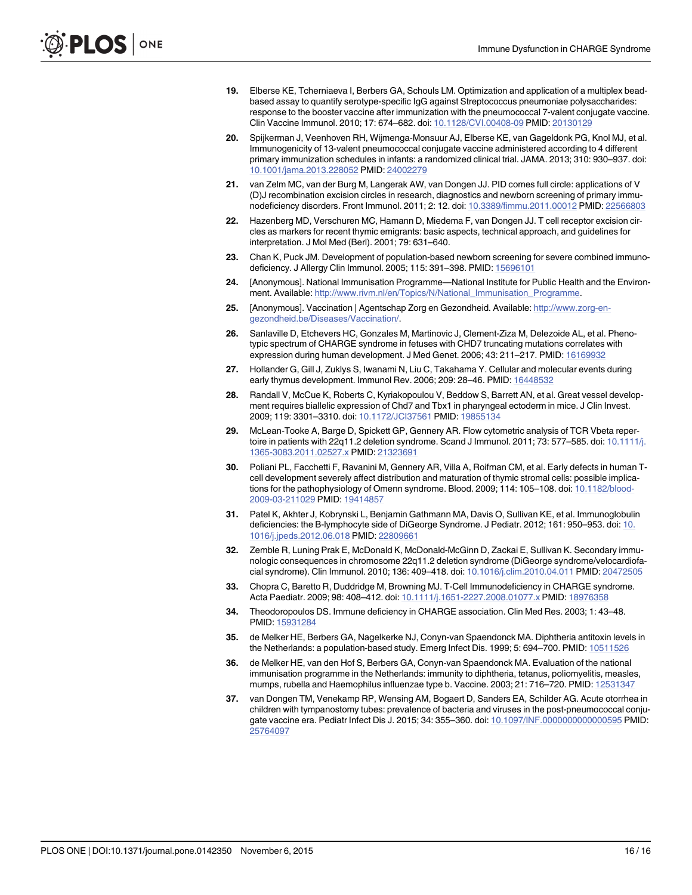19. Elberse KE, Tcherniaeva I, Berbers GA, Schouls LM. Optimization and application of a multiplex bead-based assay to quantify serotype-specific IgG against Streptococcus pneumoniae polysaccharides: response to the booster vaccine after immunization with the pneumococcal 7-valent conjugate vaccine. Clin Vaccine Immunol. 2010; 17: 674–682. doi: 10.1128/CVI.00408-09 PMID: 20130129
20. Spijkerman J, Veenhoven RH, Wijmenga-Monsuur AJ, Elberse KE, van Gageldonk PG, Knol MJ, et al. Immunogenicity of 13-valent pneumococcal conjugate vaccine administered according to 4 different primary immunization schedules in infants: a randomized clinical trial. JAMA. 2013; 310: 930–937. doi: 10.1001/jama.2013.228052 PMID: 24002279
21. van Zelm MC, van der Burg M, Langerak AW, van Dongen JJ. PID comes full circle: applications of V(D)J recombination excision circles in research, diagnostics and newborn screening of primary immunodeficiency disorders. Front Immunol. 2011; 2: 12. doi: 10.3389/fimmu.2011.00012 PMID: 22566803
22. Hazenberg MD, Verschuren MC, Hamann D, Miedema F, van Dongen JJ. T cell receptor excision circles as markers for recent thymic emigrants: basic aspects, technical approach, and guidelines for interpretation. J Mol Med (Berl). 2001; 79: 631–640.
23. Chan K, Puck JM. Development of population-based newborn screening for severe combined immunodeficiency. J Allergy Clin Immunol. 2005; 115: 391–398. PMID: 15696101
24. [Anonymous]. National Immunisation Programme—National Institute for Public Health and the Environment. Available: http://www.rivm.nl/en/Topics/N/National_Immunisation_Programme.
25. [Anonymous]. Vaccination | Agentschap Zorg en Gezondheid. Available: http://www.zorg-en-gezondheid.be/Diseases/Vaccination/.
26. Sanlaville D, Etchevers HC, Gonzales M, Martinovic J, Clement-Ziza M, Delezoide AL, et al. Phenotypic spectrum of CHARGE syndrome in fetuses with CHD7 truncating mutations correlates with expression during human development. J Med Genet. 2006; 43: 211–217. PMID: 16169932
27. Hollander G, Gill J, Zuklys S, Iwanami N, Liu C, Takahama Y. Cellular and molecular events during early thymus development. Immunol Rev. 2006; 209: 28–46. PMID: 16448532
28. Randall V, McCue K, Roberts C, Kyriakopoulou V, Beddow S, Barrett AN, et al. Great vessel development requires biallelic expression of Chd7 and Tbx1 in pharyngeal ectoderm in mice. J Clin Invest. 2009; 119: 3301–3310. doi: 10.1172/JCI37561 PMID: 19855134
29. McLean-Tooke A, Barge D, Spickett GP, Gennery AR. Flow cytometric analysis of TCR Vbeta repertoire in patients with 22q11.2 deletion syndrome. Scand J Immunol. 2011; 73: 577–585. doi: 10.1111/j.1365-3083.2011.02527.x PMID: 21323691
30. Poliani PL, Facchetti F, Ravanini M, Gennery AR, Villa A, Roifman CM, et al. Early defects in human T-cell development severely affect distribution and maturation of thymic stromal cells: possible implications for the pathophysiology of Omenn syndrome. Blood. 2009; 114: 105–108. doi: 10.1182/blood-2009-03-211029 PMID: 19414857
31. Patel K, Akhter J, Kobrynski L, Benjamin Gathmann MA, Davis O, Sullivan KE, et al. Immunoglobulin deficiencies: the B-lymphocyte side of DiGeorge Syndrome. J Pediatr. 2012; 161: 950–953. doi: 10.1016/j.jpeds.2012.06.018 PMID: 22809661
32. Zemble R, Luning Prak E, McDonald K, McDonald-McGinn D, Zackai E, Sullivan K. Secondary immunologic consequences in chromosome 22q11.2 deletion syndrome (DiGeorge syndrome/velocardiofacial syndrome). Clin Immunol. 2010; 136: 409–418. doi: 10.1016/j.clim.2010.04.011 PMID: 20472505
33. Chopra C, Baretto R, Duddridge M, Browning MJ. T-Cell Immunodeficiency in CHARGE syndrome. Acta Paediatr. 2009; 98: 408–412. doi: 10.1111/j.1651-2227.2008.01077.x PMID: 18976358
34. Theodoropoulos DS. Immune deficiency in CHARGE association. Clin Med Res. 2003; 1: 43–48. PMID: 15931284
35. de Melker HE, Berbers GA, Nagelkerke NJ, Conyn-van Spaendonck MA. Diphtheria antitoxin levels in the Netherlands: a population-based study. Emerg Infect Dis. 1999; 5: 694–700. PMID: 10511526
36. de Melker HE, van den Hof S, Berbers GA, Conyn-van Spaendonck MA. Evaluation of the national immunisation programme in the Netherlands: immunity to diphtheria, tetanus, poliomyelitis, measles, mumps, rubella and Haemophilus influenzae type b. Vaccine. 2003; 21: 716–720. PMID: 12531347
37. van Dongen TM, Venekamp RP, Wensing AM, Bogaert D, Sanders EA, Schilder AG. Acute otorrhea in children with tympanostomy tubes: prevalence of bacteria and viruses in the post-pneumococcal conjugate vaccine era. Pediatr Infect Dis J. 2015; 34: 355–360. doi: 10.1097/INF.0000000000000595 PMID: 25764097